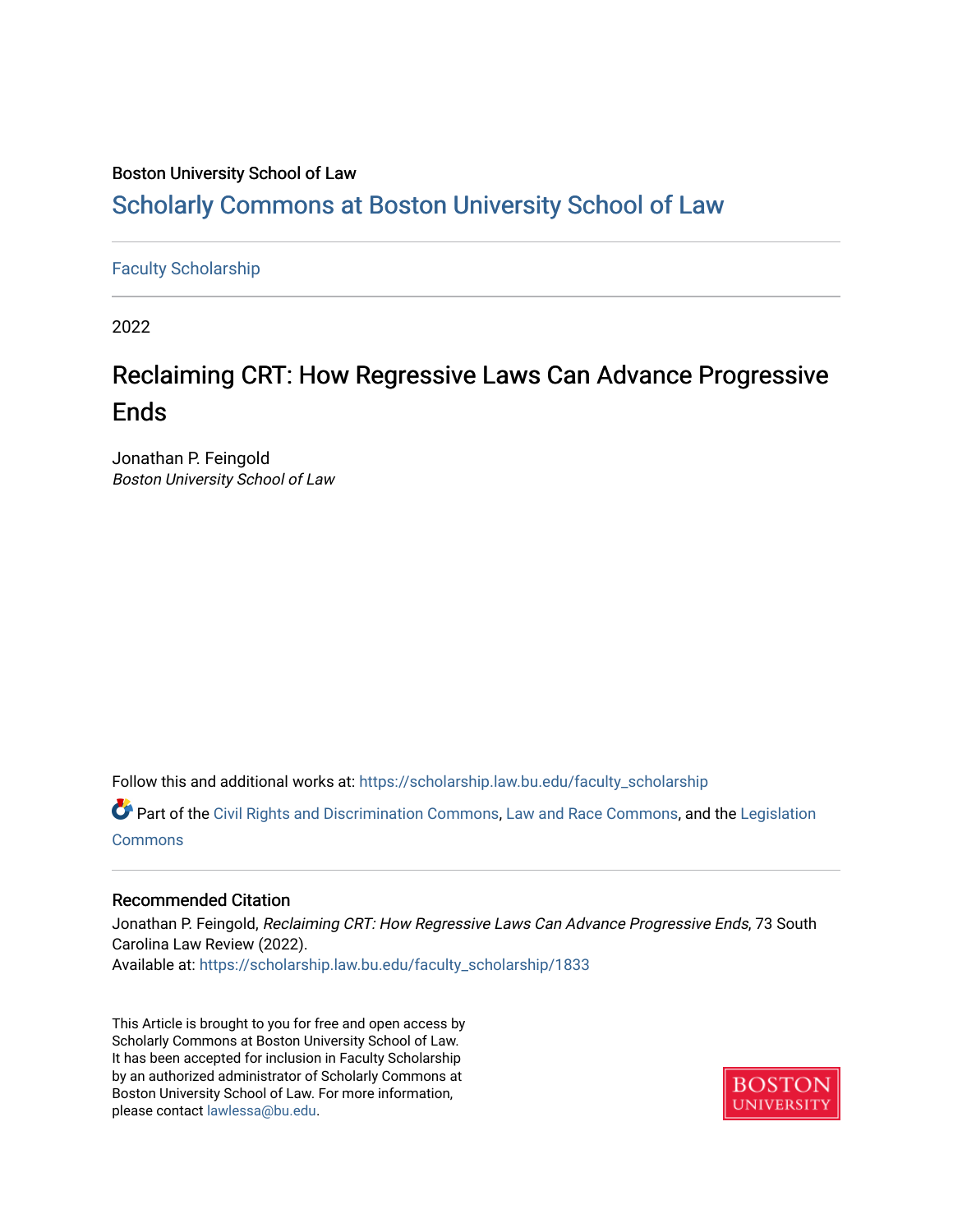Boston University School of Law

## Scholarly Commons at Boston University School of Law

Faculty Scholarship

2022

# Reclaiming CRT: How Regressive Laws Can Advance Progressive Ends

Jonathan P. Feingold
*Boston University School of Law*

Follow this and additional works at: https://scholarship.law.bu.edu/faculty_scholarship

Part of the Civil Rights and Discrimination Commons, Law and Race Commons, and the Legislation Commons

### Recommended Citation

Jonathan P. Feingold, *Reclaiming CRT: How Regressive Laws Can Advance Progressive Ends*, 73 South Carolina Law Review (2022).
Available at: https://scholarship.law.bu.edu/faculty_scholarship/1833

This Article is brought to you for free and open access by Scholarly Commons at Boston University School of Law. It has been accepted for inclusion in Faculty Scholarship by an authorized administrator of Scholarly Commons at Boston University School of Law. For more information, please contact lawlessa@bu.edu.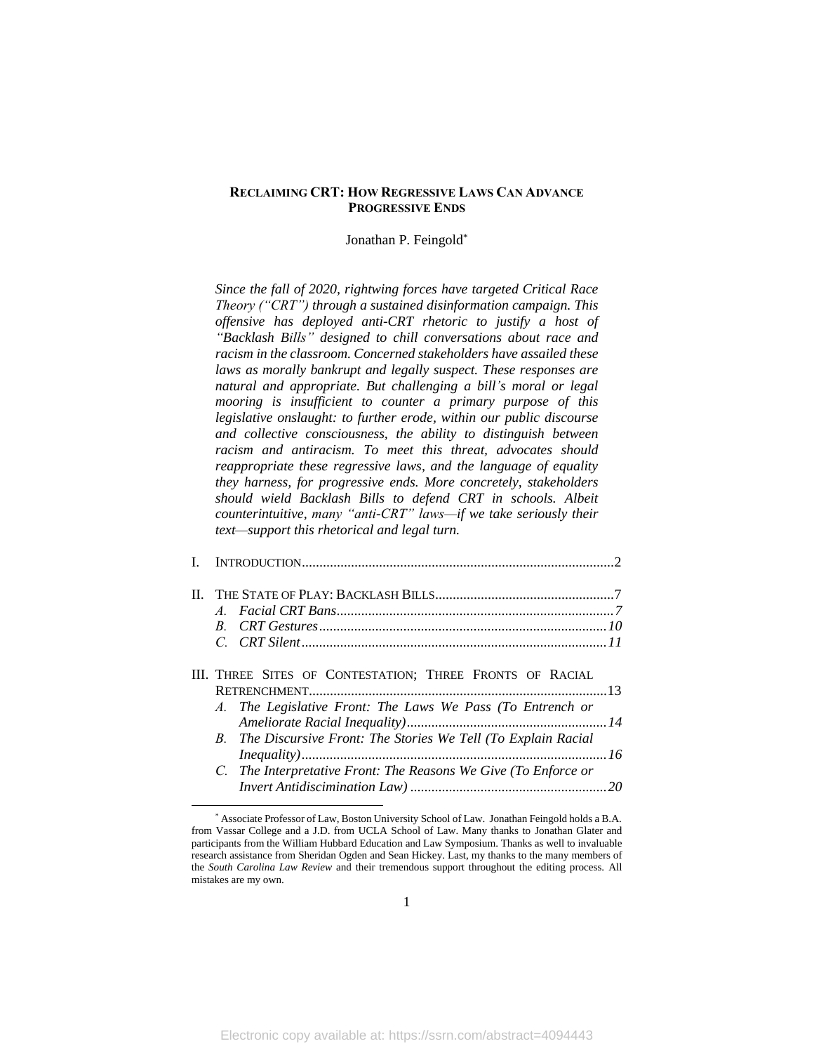# RECLAIMING CRT: HOW REGRESSIVE LAWS CAN ADVANCE PROGRESSIVE ENDS

Jonathan P. Feingold*

*Since the fall of 2020, rightwing forces have targeted Critical Race Theory ("CRT") through a sustained disinformation campaign. This offensive has deployed anti-CRT rhetoric to justify a host of "Backlash Bills" designed to chill conversations about race and racism in the classroom. Concerned stakeholders have assailed these laws as morally bankrupt and legally suspect. These responses are natural and appropriate. But challenging a bill's moral or legal mooring is insufficient to counter a primary purpose of this legislative onslaught: to further erode, within our public discourse and collective consciousness, the ability to distinguish between racism and antiracism. To meet this threat, advocates should reappropriate these regressive laws, and the language of equality they harness, for progressive ends. More concretely, stakeholders should wield Backlash Bills to defend CRT in schools. Albeit counterintuitive, many "anti-CRT" laws—if we take seriously their text—support this rhetorical and legal turn.*

I. INTRODUCTION........................................................................................2

II. THE STATE OF PLAY: BACKLASH BILLS..................................................7
   *A. Facial CRT Bans*..............................................................................7
   *B. CRT Gestures*.................................................................................10
   *C. CRT Silent*......................................................................................11

III. THREE SITES OF CONTESTATION; THREE FRONTS OF RACIAL RETRENCHMENT....................................................................................13
   *A. The Legislative Front: The Laws We Pass (To Entrench or Ameliorate Racial Inequality)*........................................................14
   *B. The Discursive Front: The Stories We Tell (To Explain Racial Inequality)*......................................................................................16
   *C. The Interpretative Front: The Reasons We Give (To Enforce or Invert Antidiscrimination Law)*.......................................................20

---

\* Associate Professor of Law, Boston University School of Law. Jonathan Feingold holds a B.A. from Vassar College and a J.D. from UCLA School of Law. Many thanks to Jonathan Glater and participants from the William Hubbard Education and Law Symposium. Thanks as well to invaluable research assistance from Sheridan Ogden and Sean Hickey. Last, my thanks to the many members of the *South Carolina Law Review* and their tremendous support throughout the editing process. All mistakes are my own.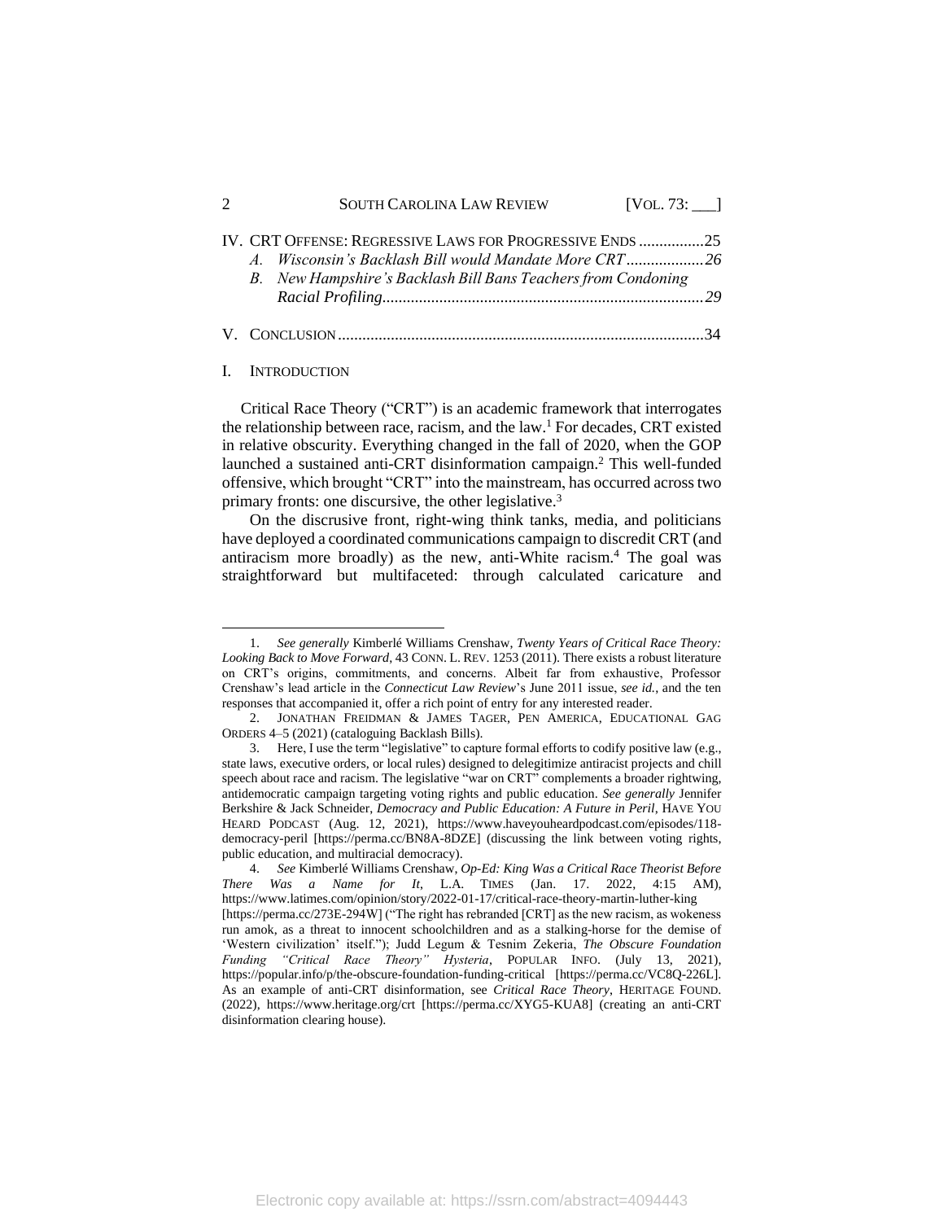IV. CRT OFFENSE: REGRESSIVE LAWS FOR PROGRESSIVE ENDS ................25
  *A. Wisconsin's Backlash Bill would Mandate More CRT ..................26*
  *B. New Hampshire's Backlash Bill Bans Teachers from Condoning Racial Profiling..............................................................................29*

V. CONCLUSION .........................................................................................34

## I. INTRODUCTION

Critical Race Theory ("CRT") is an academic framework that interrogates the relationship between race, racism, and the law.[1] For decades, CRT existed in relative obscurity. Everything changed in the fall of 2020, when the GOP launched a sustained anti-CRT disinformation campaign.[2] This well-funded offensive, which brought "CRT" into the mainstream, has occurred across two primary fronts: one discursive, the other legislative.[3]

On the discrusive front, right-wing think tanks, media, and politicians have deployed a coordinated communications campaign to discredit CRT (and antiracism more broadly) as the new, anti-White racism.[4] The goal was straightforward but multifaceted: through calculated caricature and

---

1. *See generally* Kimberlé Williams Crenshaw, *Twenty Years of Critical Race Theory: Looking Back to Move Forward*, 43 CONN. L. REV. 1253 (2011). There exists a robust literature on CRT's origins, commitments, and concerns. Albeit far from exhaustive, Professor Crenshaw's lead article in the *Connecticut Law Review*'s June 2011 issue, *see id.*, and the ten responses that accompanied it, offer a rich point of entry for any interested reader.

2. JONATHAN FREIDMAN & JAMES TAGER, PEN AMERICA, EDUCATIONAL GAG ORDERS 4–5 (2021) (cataloguing Backlash Bills).

3. Here, I use the term "legislative" to capture formal efforts to codify positive law (e.g., state laws, executive orders, or local rules) designed to delegitimize antiracist projects and chill speech about race and racism. The legislative "war on CRT" complements a broader rightwing, antidemocratic campaign targeting voting rights and public education. *See generally* Jennifer Berkshire & Jack Schneider, *Democracy and Public Education: A Future in Peril*, HAVE YOU HEARD PODCAST (Aug. 12, 2021), https://www.haveyouheardpodcast.com/episodes/118-democracy-peril [https://perma.cc/BN8A-8DZE] (discussing the link between voting rights, public education, and multiracial democracy).

4. *See* Kimberlé Williams Crenshaw, *Op-Ed: King Was a Critical Race Theorist Before There Was a Name for It*, L.A. TIMES (Jan. 17. 2022, 4:15 AM), https://www.latimes.com/opinion/story/2022-01-17/critical-race-theory-martin-luther-king [https://perma.cc/273E-294W] ("The right has rebranded [CRT] as the new racism, as wokeness run amok, as a threat to innocent schoolchildren and as a stalking-horse for the demise of 'Western civilization' itself."); Judd Legum & Tesnim Zekeria, *The Obscure Foundation Funding "Critical Race Theory" Hysteria*, POPULAR INFO. (July 13, 2021), https://popular.info/p/the-obscure-foundation-funding-critical [https://perma.cc/VC8Q-226L]. As an example of anti-CRT disinformation, see *Critical Race Theory*, HERITAGE FOUND. (2022), https://www.heritage.org/crt [https://perma.cc/XYG5-KUA8] (creating an anti-CRT disinformation clearing house).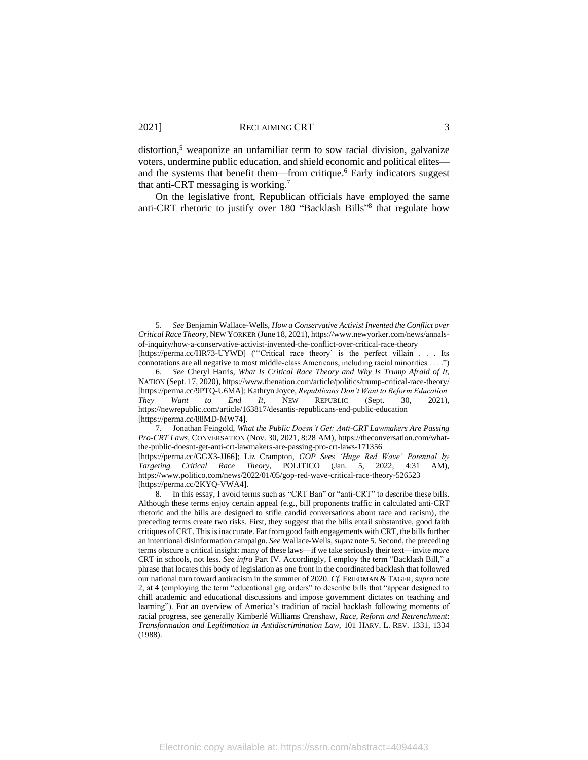distortion,[5] weaponize an unfamiliar term to sow racial division, galvanize voters, undermine public education, and shield economic and political elites—and the systems that benefit them—from critique.[6] Early indicators suggest that anti-CRT messaging is working.[7]

On the legislative front, Republican officials have employed the same anti-CRT rhetoric to justify over 180 "Backlash Bills"[8] that regulate how

---

5. *See* Benjamin Wallace-Wells, *How a Conservative Activist Invented the Conflict over Critical Race Theory*, NEW YORKER (June 18, 2021), https://www.newyorker.com/news/annals-of-inquiry/how-a-conservative-activist-invented-the-conflict-over-critical-race-theory [https://perma.cc/HR73-UYWD] ("'Critical race theory' is the perfect villain . . . Its connotations are all negative to most middle-class Americans, including racial minorities . . . .")

6. *See* Cheryl Harris, *What Is Critical Race Theory and Why Is Trump Afraid of It*, NATION (Sept. 17, 2020), https://www.thenation.com/article/politics/trump-critical-race-theory/ [https://perma.cc/9PTQ-U6MA]; Kathryn Joyce, *Republicans Don't Want to Reform Education. They Want to End It*, NEW REPUBLIC (Sept. 30, 2021), https://newrepublic.com/article/163817/desantis-republicans-end-public-education [https://perma.cc/88MD-MW74].

7. Jonathan Feingold, *What the Public Doesn't Get: Anti-CRT Lawmakers Are Passing Pro-CRT Laws*, CONVERSATION (Nov. 30, 2021, 8:28 AM), https://theconversation.com/what-the-public-doesnt-get-anti-crt-lawmakers-are-passing-pro-crt-laws-171356 [https://perma.cc/GGX3-JJ66]; Liz Crampton, *GOP Sees 'Huge Red Wave' Potential by Targeting Critical Race Theory*, POLITICO (Jan. 5, 2022, 4:31 AM), https://www.politico.com/news/2022/01/05/gop-red-wave-critical-race-theory-526523 [https://perma.cc/2KYQ-VWA4].

8. In this essay, I avoid terms such as "CRT Ban" or "anti-CRT" to describe these bills. Although these terms enjoy certain appeal (e.g., bill proponents traffic in calculated anti-CRT rhetoric and the bills are designed to stifle candid conversations about race and racism), the preceding terms create two risks. First, they suggest that the bills entail substantive, good faith critiques of CRT. This is inaccurate. Far from good faith engagements with CRT, the bills further an intentional disinformation campaign. *See* Wallace-Wells, *supra* note 5. Second, the preceding terms obscure a critical insight: many of these laws—if we take seriously their text—invite *more* CRT in schools, not less. *See infra* Part IV. Accordingly, I employ the term "Backlash Bill," a phrase that locates this body of legislation as one front in the coordinated backlash that followed our national turn toward antiracism in the summer of 2020. *Cf.* FRIEDMAN & TAGER, *supra* note 2, at 4 (employing the term "educational gag orders" to describe bills that "appear designed to chill academic and educational discussions and impose government dictates on teaching and learning"). For an overview of America's tradition of racial backlash following moments of racial progress, see generally Kimberlé Williams Crenshaw, *Race, Reform and Retrenchment: Transformation and Legitimation in Antidiscrimination Law*, 101 HARV. L. REV. 1331, 1334 (1988).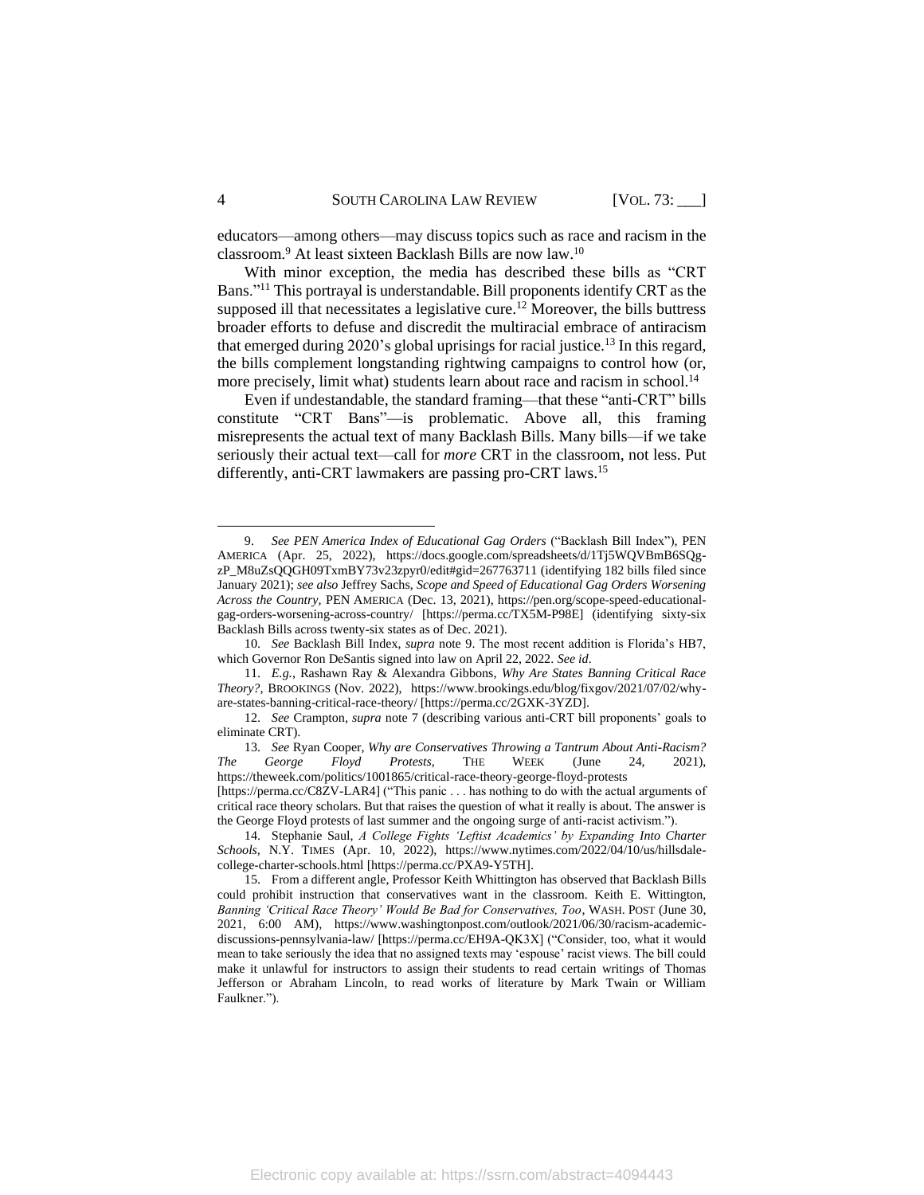educators—among others—may discuss topics such as race and racism in the classroom.[9] At least sixteen Backlash Bills are now law.[10]

With minor exception, the media has described these bills as "CRT Bans."[11] This portrayal is understandable. Bill proponents identify CRT as the supposed ill that necessitates a legislative cure.[12] Moreover, the bills buttress broader efforts to defuse and discredit the multiracial embrace of antiracism that emerged during 2020's global uprisings for racial justice.[13] In this regard, the bills complement longstanding rightwing campaigns to control how (or, more precisely, limit what) students learn about race and racism in school.[14]

Even if undestandable, the standard framing—that these "anti-CRT" bills constitute "CRT Bans"—is problematic. Above all, this framing misrepresents the actual text of many Backlash Bills. Many bills—if we take seriously their actual text—call for *more* CRT in the classroom, not less. Put differently, anti-CRT lawmakers are passing pro-CRT laws.[15]

---

9. *See PEN America Index of Educational Gag Orders* ("Backlash Bill Index"), PEN AMERICA (Apr. 25, 2022), https://docs.google.com/spreadsheets/d/1Tj5WQVBmB6SQg-zP_M8uZsQQGH09TxmBY73v23zpyr0/edit#gid=267763711 (identifying 182 bills filed since January 2021); *see also* Jeffrey Sachs, *Scope and Speed of Educational Gag Orders Worsening Across the Country*, PEN AMERICA (Dec. 13, 2021), https://pen.org/scope-speed-educational-gag-orders-worsening-across-country/ [https://perma.cc/TX5M-P98E] (identifying sixty-six Backlash Bills across twenty-six states as of Dec. 2021).

10. *See* Backlash Bill Index, *supra* note 9. The most recent addition is Florida's HB7, which Governor Ron DeSantis signed into law on April 22, 2022. *See id*.

11. *E.g.*, Rashawn Ray & Alexandra Gibbons, *Why Are States Banning Critical Race Theory?*, BROOKINGS (Nov. 2022), https://www.brookings.edu/blog/fixgov/2021/07/02/why-are-states-banning-critical-race-theory/ [https://perma.cc/2GXK-3YZD].

12. *See* Crampton, *supra* note 7 (describing various anti-CRT bill proponents' goals to eliminate CRT).

13. *See* Ryan Cooper, *Why are Conservatives Throwing a Tantrum About Anti-Racism? The George Floyd Protests*, THE WEEK (June 24, 2021), https://theweek.com/politics/1001865/critical-race-theory-george-floyd-protests [https://perma.cc/C8ZV-LAR4] ("This panic . . . has nothing to do with the actual arguments of critical race theory scholars. But that raises the question of what it really is about. The answer is the George Floyd protests of last summer and the ongoing surge of anti-racist activism.").

14. Stephanie Saul, *A College Fights 'Leftist Academics' by Expanding Into Charter Schools*, N.Y. TIMES (Apr. 10, 2022), https://www.nytimes.com/2022/04/10/us/hillsdale-college-charter-schools.html [https://perma.cc/PXA9-Y5TH].

15. From a different angle, Professor Keith Whittington has observed that Backlash Bills could prohibit instruction that conservatives want in the classroom. Keith E. Wittington, *Banning 'Critical Race Theory' Would Be Bad for Conservatives, Too*, WASH. POST (June 30, 2021, 6:00 AM), https://www.washingtonpost.com/outlook/2021/06/30/racism-academic-discussions-pennsylvania-law/ [https://perma.cc/EH9A-QK3X] ("Consider, too, what it would mean to take seriously the idea that no assigned texts may 'espouse' racist views. The bill could make it unlawful for instructors to assign their students to read certain writings of Thomas Jefferson or Abraham Lincoln, to read works of literature by Mark Twain or William Faulkner.").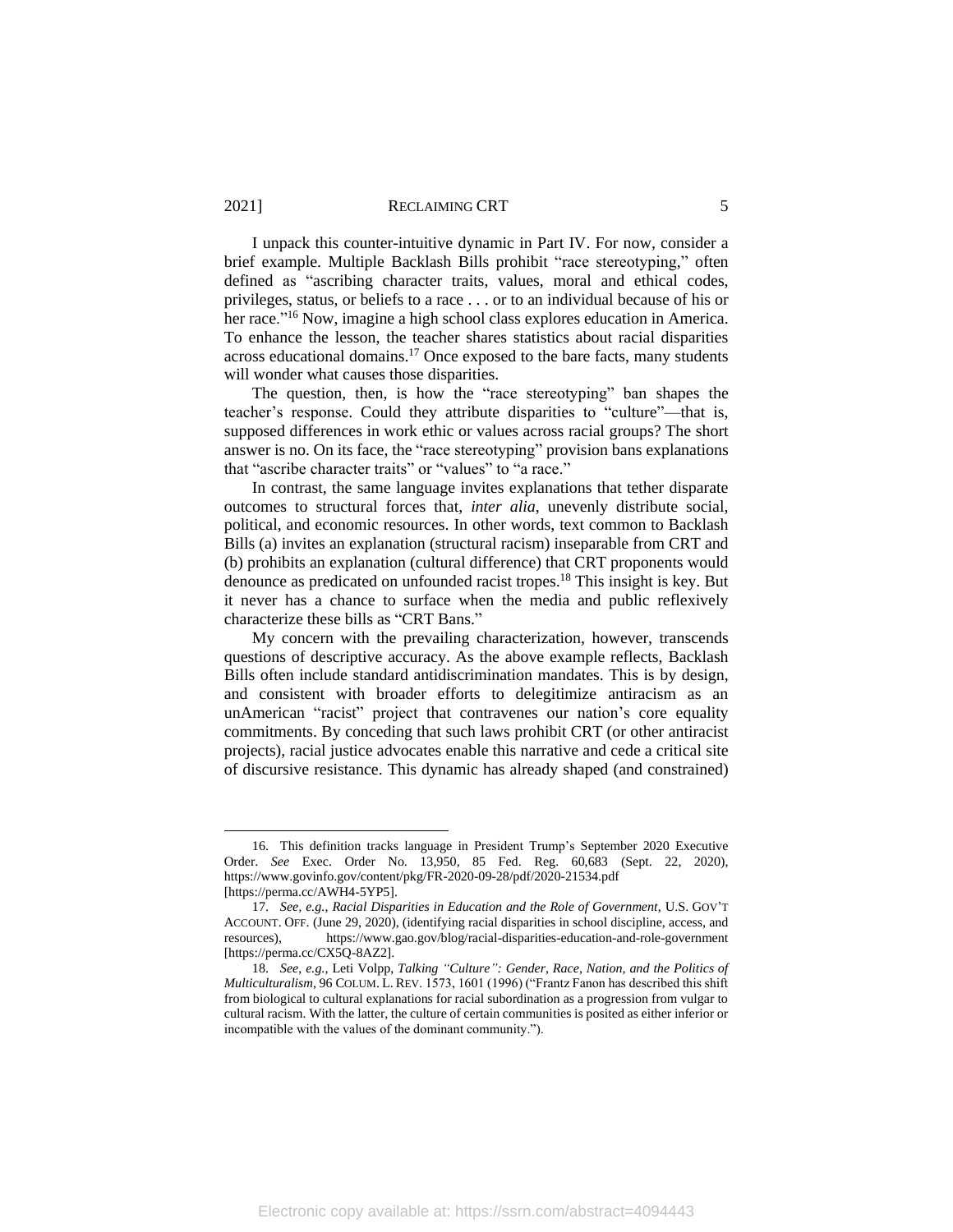I unpack this counter-intuitive dynamic in Part IV. For now, consider a brief example. Multiple Backlash Bills prohibit "race stereotyping," often defined as "ascribing character traits, values, moral and ethical codes, privileges, status, or beliefs to a race . . . or to an individual because of his or her race."[16] Now, imagine a high school class explores education in America. To enhance the lesson, the teacher shares statistics about racial disparities across educational domains.[17] Once exposed to the bare facts, many students will wonder what causes those disparities.

The question, then, is how the "race stereotyping" ban shapes the teacher's response. Could they attribute disparities to "culture"—that is, supposed differences in work ethic or values across racial groups? The short answer is no. On its face, the "race stereotyping" provision bans explanations that "ascribe character traits" or "values" to "a race."

In contrast, the same language invites explanations that tether disparate outcomes to structural forces that, *inter alia*, unevenly distribute social, political, and economic resources. In other words, text common to Backlash Bills (a) invites an explanation (structural racism) inseparable from CRT and (b) prohibits an explanation (cultural difference) that CRT proponents would denounce as predicated on unfounded racist tropes.[18] This insight is key. But it never has a chance to surface when the media and public reflexively characterize these bills as "CRT Bans."

My concern with the prevailing characterization, however, transcends questions of descriptive accuracy. As the above example reflects, Backlash Bills often include standard antidiscrimination mandates. This is by design, and consistent with broader efforts to delegitimize antiracism as an unAmerican "racist" project that contravenes our nation's core equality commitments. By conceding that such laws prohibit CRT (or other antiracist projects), racial justice advocates enable this narrative and cede a critical site of discursive resistance. This dynamic has already shaped (and constrained)

---

16. This definition tracks language in President Trump's September 2020 Executive Order. *See* Exec. Order No. 13,950, 85 Fed. Reg. 60,683 (Sept. 22, 2020), https://www.govinfo.gov/content/pkg/FR-2020-09-28/pdf/2020-21534.pdf [https://perma.cc/AWH4-5YP5].

17. *See, e.g.*, *Racial Disparities in Education and the Role of Government*, U.S. GOV'T ACCOUNT. OFF. (June 29, 2020), (identifying racial disparities in school discipline, access, and resources), https://www.gao.gov/blog/racial-disparities-education-and-role-government [https://perma.cc/CX5Q-8AZ2].

18. *See, e.g.*, Leti Volpp, *Talking "Culture": Gender, Race, Nation, and the Politics of Multiculturalism*, 96 COLUM. L. REV. 1573, 1601 (1996) ("Frantz Fanon has described this shift from biological to cultural explanations for racial subordination as a progression from vulgar to cultural racism. With the latter, the culture of certain communities is posited as either inferior or incompatible with the values of the dominant community.").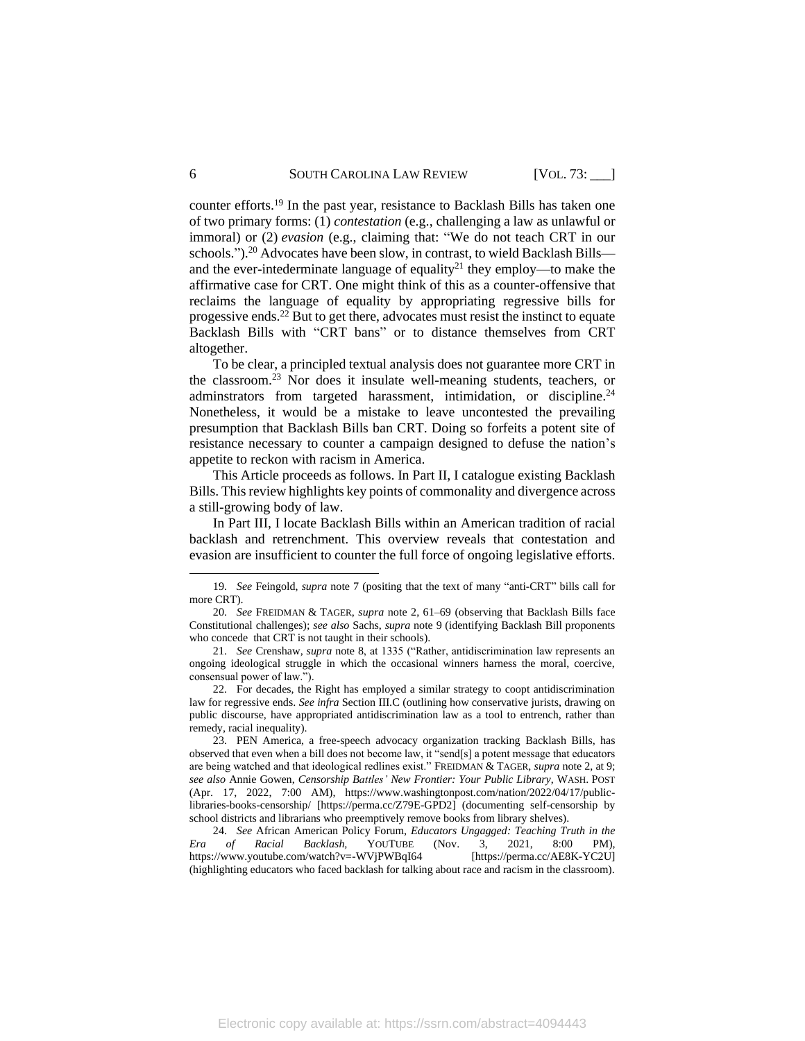counter efforts.[19] In the past year, resistance to Backlash Bills has taken one of two primary forms: (1) *contestation* (e.g., challenging a law as unlawful or immoral) or (2) *evasion* (e.g., claiming that: "We do not teach CRT in our schools.").[20] Advocates have been slow, in contrast, to wield Backlash Bills—and the ever-intederminate language of equality[21] they employ—to make the affirmative case for CRT. One might think of this as a counter-offensive that reclaims the language of equality by appropriating regressive bills for progessive ends.[22] But to get there, advocates must resist the instinct to equate Backlash Bills with "CRT bans" or to distance themselves from CRT altogether.

To be clear, a principled textual analysis does not guarantee more CRT in the classroom.[23] Nor does it insulate well-meaning students, teachers, or adminstrators from targeted harassment, intimidation, or discipline.[24] Nonetheless, it would be a mistake to leave uncontested the prevailing presumption that Backlash Bills ban CRT. Doing so forfeits a potent site of resistance necessary to counter a campaign designed to defuse the nation's appetite to reckon with racism in America.

This Article proceeds as follows. In Part II, I catalogue existing Backlash Bills. This review highlights key points of commonality and divergence across a still-growing body of law.

In Part III, I locate Backlash Bills within an American tradition of racial backlash and retrenchment. This overview reveals that contestation and evasion are insufficient to counter the full force of ongoing legislative efforts.

---

19. *See* Feingold, *supra* note 7 (positing that the text of many "anti-CRT" bills call for more CRT).

20. *See* FREIDMAN & TAGER, *supra* note 2, 61–69 (observing that Backlash Bills face Constitutional challenges); *see also* Sachs, *supra* note 9 (identifying Backlash Bill proponents who concede that CRT is not taught in their schools).

21. *See* Crenshaw, *supra* note 8, at 1335 ("Rather, antidiscrimination law represents an ongoing ideological struggle in which the occasional winners harness the moral, coercive, consensual power of law.").

22. For decades, the Right has employed a similar strategy to coopt antidiscrimination law for regressive ends. *See infra* Section III.C (outlining how conservative jurists, drawing on public discourse, have appropriated antidiscrimination law as a tool to entrench, rather than remedy, racial inequality).

23. PEN America, a free-speech advocacy organization tracking Backlash Bills, has observed that even when a bill does not become law, it "send[s] a potent message that educators are being watched and that ideological redlines exist." FREIDMAN & TAGER, *supra* note 2, at 9; *see also* Annie Gowen, *Censorship Battles' New Frontier: Your Public Library*, WASH. POST (Apr. 17, 2022, 7:00 AM), https://www.washingtonpost.com/nation/2022/04/17/public-libraries-books-censorship/ [https://perma.cc/Z79E-GPD2] (documenting self-censorship by school districts and librarians who preemptively remove books from library shelves).

24. *See* African American Policy Forum, *Educators Ungagged: Teaching Truth in the Era of Racial Backlash*, YOUTUBE (Nov. 3, 2021, 8:00 PM), https://www.youtube.com/watch?v=-WVjPWBqI64 [https://perma.cc/AE8K-YC2U] (highlighting educators who faced backlash for talking about race and racism in the classroom).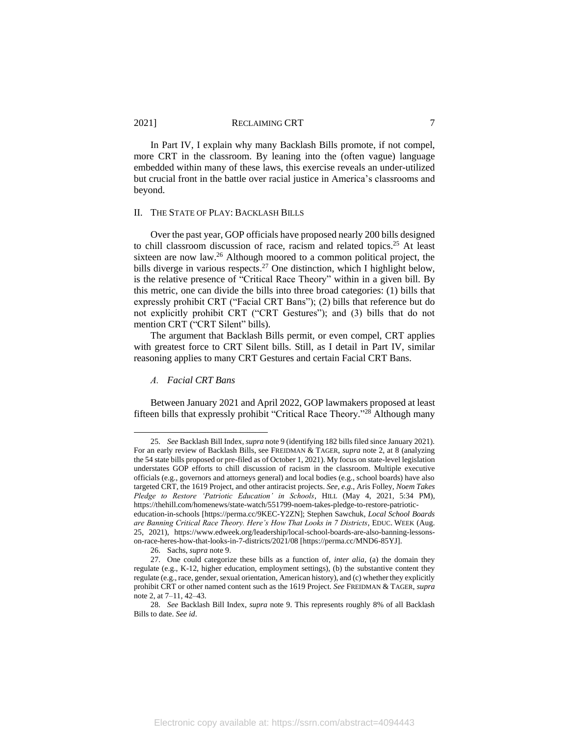In Part IV, I explain why many Backlash Bills promote, if not compel, more CRT in the classroom. By leaning into the (often vague) language embedded within many of these laws, this exercise reveals an under-utilized but crucial front in the battle over racial justice in America's classrooms and beyond.

## II. THE STATE OF PLAY: BACKLASH BILLS

Over the past year, GOP officials have proposed nearly 200 bills designed to chill classroom discussion of race, racism and related topics.[25] At least sixteen are now law.[26] Although moored to a common political project, the bills diverge in various respects.[27] One distinction, which I highlight below, is the relative presence of "Critical Race Theory" within in a given bill. By this metric, one can divide the bills into three broad categories: (1) bills that expressly prohibit CRT ("Facial CRT Bans"); (2) bills that reference but do not explicitly prohibit CRT ("CRT Gestures"); and (3) bills that do not mention CRT ("CRT Silent" bills).

The argument that Backlash Bills permit, or even compel, CRT applies with greatest force to CRT Silent bills. Still, as I detail in Part IV, similar reasoning applies to many CRT Gestures and certain Facial CRT Bans.

### *A. Facial CRT Bans*

Between January 2021 and April 2022, GOP lawmakers proposed at least fifteen bills that expressly prohibit "Critical Race Theory."[28] Although many

---

25. *See* Backlash Bill Index, *supra* note 9 (identifying 182 bills filed since January 2021). For an early review of Backlash Bills, see FREIDMAN & TAGER, *supra* note 2, at 8 (analyzing the 54 state bills proposed or pre-filed as of October 1, 2021). My focus on state-level legislation understates GOP efforts to chill discussion of racism in the classroom. Multiple executive officials (e.g., governors and attorneys general) and local bodies (e.g., school boards) have also targeted CRT, the 1619 Project, and other antiracist projects. *See, e.g.*, Aris Folley, *Noem Takes Pledge to Restore 'Patriotic Education' in Schools*, HILL (May 4, 2021, 5:34 PM), https://thehill.com/homenews/state-watch/551799-noem-takes-pledge-to-restore-patriotic-education-in-schools [https://perma.cc/9KEC-Y2ZN]; Stephen Sawchuk, *Local School Boards are Banning Critical Race Theory. Here's How That Looks in 7 Districts*, EDUC. WEEK (Aug. 25, 2021), https://www.edweek.org/leadership/local-school-boards-are-also-banning-lessons-on-race-heres-how-that-looks-in-7-districts/2021/08 [https://perma.cc/MND6-85YJ].

26. Sachs, *supra* note 9.

27. One could categorize these bills as a function of, *inter alia*, (a) the domain they regulate (e.g., K-12, higher education, employment settings), (b) the substantive content they regulate (e.g., race, gender, sexual orientation, American history), and (c) whether they explicitly prohibit CRT or other named content such as the 1619 Project. *See* FREIDMAN & TAGER, *supra* note 2, at 7–11, 42–43.

28. *See* Backlash Bill Index, *supra* note 9. This represents roughly 8% of all Backlash Bills to date. *See id*.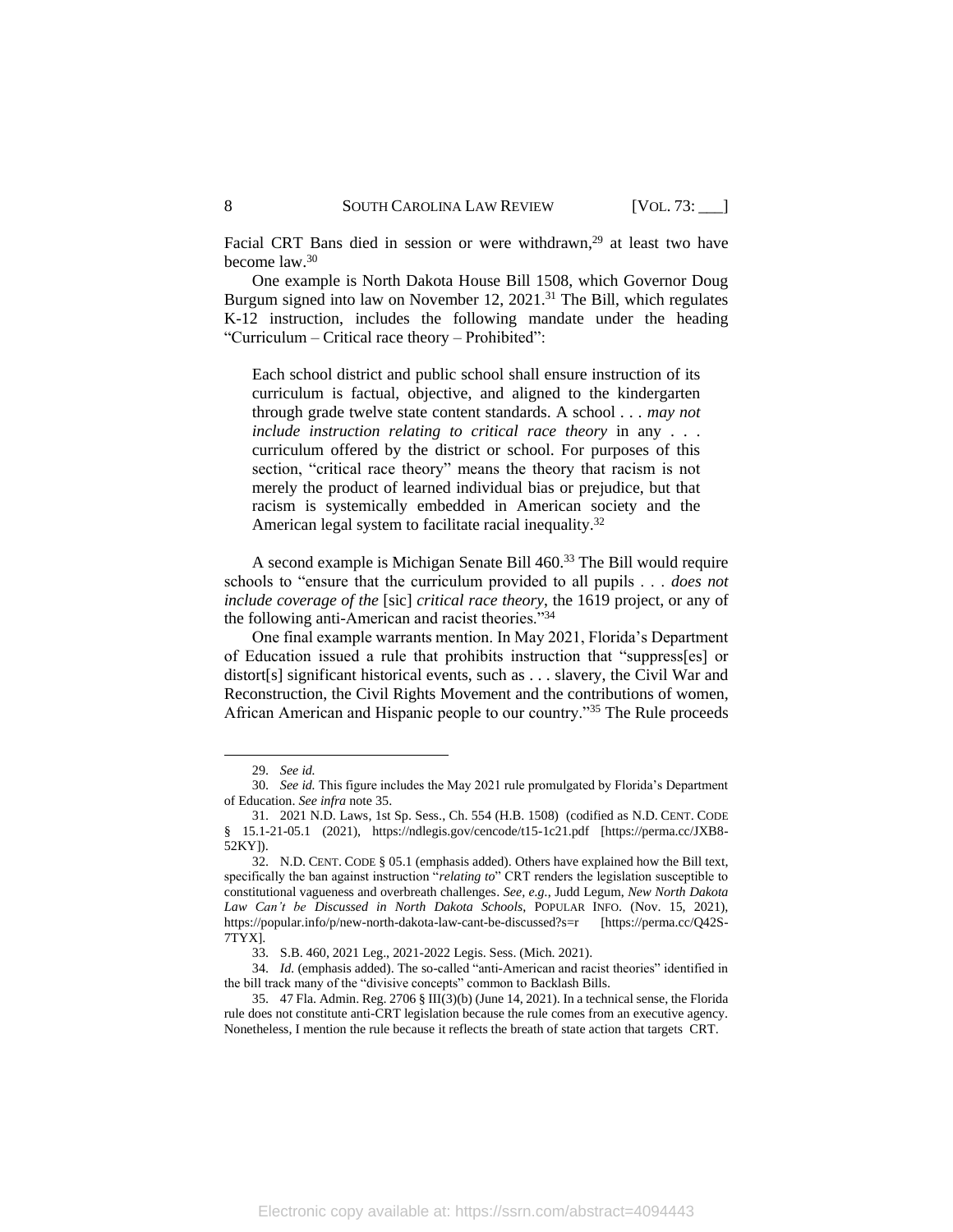Facial CRT Bans died in session or were withdrawn,[29] at least two have become law.[30]

One example is North Dakota House Bill 1508, which Governor Doug Burgum signed into law on November 12, 2021.[31] The Bill, which regulates K-12 instruction, includes the following mandate under the heading "Curriculum – Critical race theory – Prohibited":

> Each school district and public school shall ensure instruction of its curriculum is factual, objective, and aligned to the kindergarten through grade twelve state content standards. A school . . . *may not include instruction relating to critical race theory* in any . . . curriculum offered by the district or school. For purposes of this section, "critical race theory" means the theory that racism is not merely the product of learned individual bias or prejudice, but that racism is systemically embedded in American society and the American legal system to facilitate racial inequality.[32]

A second example is Michigan Senate Bill 460.[33] The Bill would require schools to "ensure that the curriculum provided to all pupils . . . *does not include coverage of the* [sic] *critical race theory*, the 1619 project, or any of the following anti-American and racist theories."[34]

One final example warrants mention. In May 2021, Florida's Department of Education issued a rule that prohibits instruction that "suppress[es] or distort[s] significant historical events, such as . . . slavery, the Civil War and Reconstruction, the Civil Rights Movement and the contributions of women, African American and Hispanic people to our country."[35] The Rule proceeds

---

29. *See id.*

30. *See id.* This figure includes the May 2021 rule promulgated by Florida's Department of Education. *See infra* note 35.

31. 2021 N.D. Laws, 1st Sp. Sess., Ch. 554 (H.B. 1508) (codified as N.D. CENT. CODE § 15.1-21-05.1 (2021), https://ndlegis.gov/cencode/t15-1c21.pdf [https://perma.cc/JXB8-52KY]).

32. N.D. CENT. CODE § 05.1 (emphasis added). Others have explained how the Bill text, specifically the ban against instruction "*relating to*" CRT renders the legislation susceptible to constitutional vagueness and overbreath challenges. *See, e.g.*, Judd Legum, *New North Dakota Law Can't be Discussed in North Dakota Schools*, POPULAR INFO. (Nov. 15, 2021), https://popular.info/p/new-north-dakota-law-cant-be-discussed?s=r [https://perma.cc/Q42S-7TYX].

33. S.B. 460, 2021 Leg., 2021-2022 Legis. Sess. (Mich. 2021).

34. *Id.* (emphasis added). The so-called "anti-American and racist theories" identified in the bill track many of the "divisive concepts" common to Backlash Bills.

35. 47 Fla. Admin. Reg. 2706 § III(3)(b) (June 14, 2021). In a technical sense, the Florida rule does not constitute anti-CRT legislation because the rule comes from an executive agency. Nonetheless, I mention the rule because it reflects the breath of state action that targets CRT.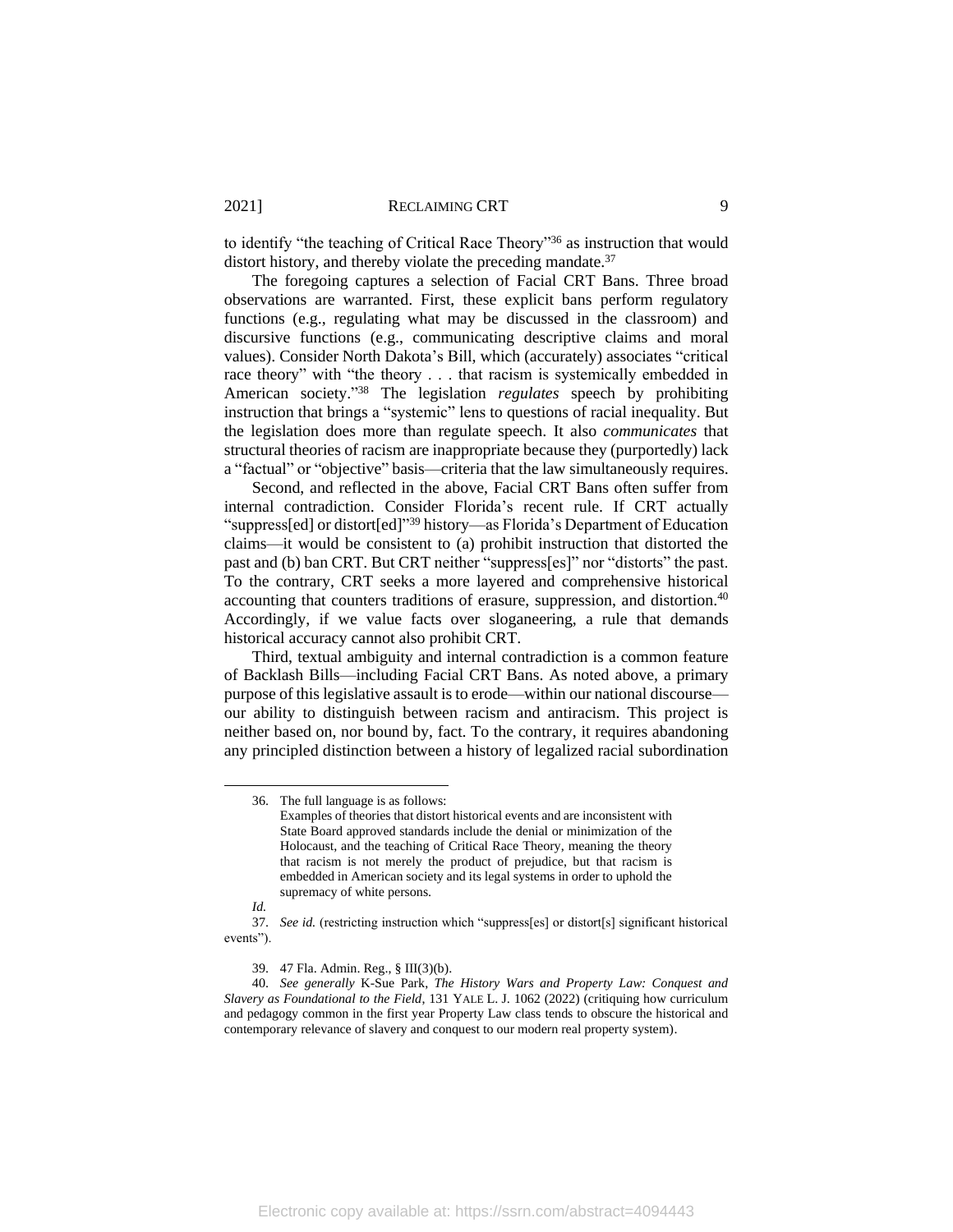to identify "the teaching of Critical Race Theory"[36] as instruction that would distort history, and thereby violate the preceding mandate.[37]

The foregoing captures a selection of Facial CRT Bans. Three broad observations are warranted. First, these explicit bans perform regulatory functions (e.g., regulating what may be discussed in the classroom) and discursive functions (e.g., communicating descriptive claims and moral values). Consider North Dakota's Bill, which (accurately) associates "critical race theory" with "the theory . . . that racism is systemically embedded in American society."[38] The legislation *regulates* speech by prohibiting instruction that brings a "systemic" lens to questions of racial inequality. But the legislation does more than regulate speech. It also *communicates* that structural theories of racism are inappropriate because they (purportedly) lack a "factual" or "objective" basis—criteria that the law simultaneously requires.

Second, and reflected in the above, Facial CRT Bans often suffer from internal contradiction. Consider Florida's recent rule. If CRT actually "suppress[ed] or distort[ed]"[39] history—as Florida's Department of Education claims—it would be consistent to (a) prohibit instruction that distorted the past and (b) ban CRT. But CRT neither "suppress[es]" nor "distorts" the past. To the contrary, CRT seeks a more layered and comprehensive historical accounting that counters traditions of erasure, suppression, and distortion.[40] Accordingly, if we value facts over sloganeering, a rule that demands historical accuracy cannot also prohibit CRT.

Third, textual ambiguity and internal contradiction is a common feature of Backlash Bills—including Facial CRT Bans. As noted above, a primary purpose of this legislative assault is to erode—within our national discourse—our ability to distinguish between racism and antiracism. This project is neither based on, nor bound by, fact. To the contrary, it requires abandoning any principled distinction between a history of legalized racial subordination

---

36. The full language is as follows:

> Examples of theories that distort historical events and are inconsistent with State Board approved standards include the denial or minimization of the Holocaust, and the teaching of Critical Race Theory, meaning the theory that racism is not merely the product of prejudice, but that racism is embedded in American society and its legal systems in order to uphold the supremacy of white persons.

*Id.*

37. *See id.* (restricting instruction which "suppress[es] or distort[s] significant historical events").

39. 47 Fla. Admin. Reg., § III(3)(b).

40. *See generally* K-Sue Park, *The History Wars and Property Law: Conquest and Slavery as Foundational to the Field*, 131 YALE L. J. 1062 (2022) (critiquing how curriculum and pedagogy common in the first year Property Law class tends to obscure the historical and contemporary relevance of slavery and conquest to our modern real property system).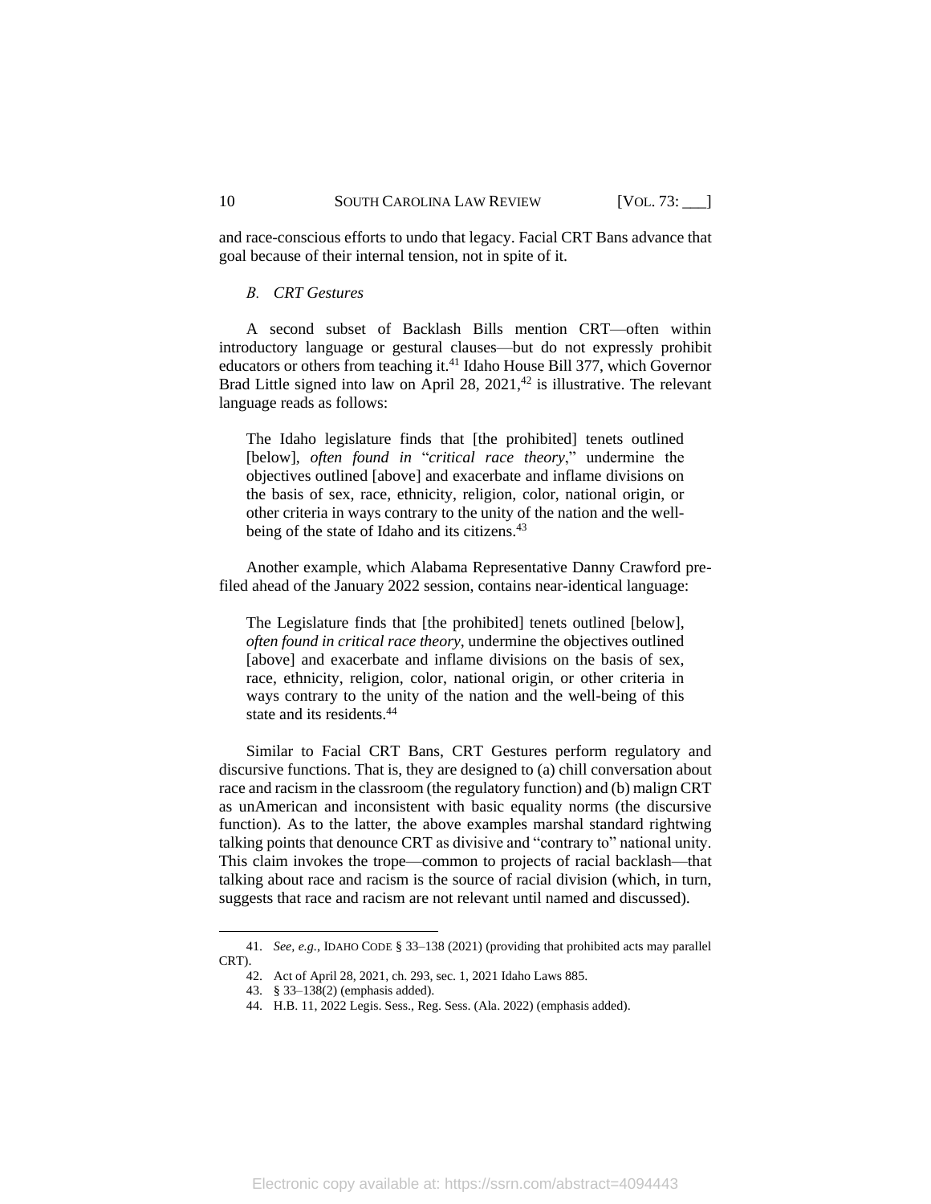and race-conscious efforts to undo that legacy. Facial CRT Bans advance that goal because of their internal tension, not in spite of it.

### *B. CRT Gestures*

A second subset of Backlash Bills mention CRT—often within introductory language or gestural clauses—but do not expressly prohibit educators or others from teaching it.[41] Idaho House Bill 377, which Governor Brad Little signed into law on April 28, 2021,[42] is illustrative. The relevant language reads as follows:

> The Idaho legislature finds that [the prohibited] tenets outlined [below], *often found in* "*critical race theory*," undermine the objectives outlined [above] and exacerbate and inflame divisions on the basis of sex, race, ethnicity, religion, color, national origin, or other criteria in ways contrary to the unity of the nation and the well-being of the state of Idaho and its citizens.[43]

Another example, which Alabama Representative Danny Crawford pre-filed ahead of the January 2022 session, contains near-identical language:

> The Legislature finds that [the prohibited] tenets outlined [below], *often found in critical race theory*, undermine the objectives outlined [above] and exacerbate and inflame divisions on the basis of sex, race, ethnicity, religion, color, national origin, or other criteria in ways contrary to the unity of the nation and the well-being of this state and its residents.[44]

Similar to Facial CRT Bans, CRT Gestures perform regulatory and discursive functions. That is, they are designed to (a) chill conversation about race and racism in the classroom (the regulatory function) and (b) malign CRT as unAmerican and inconsistent with basic equality norms (the discursive function). As to the latter, the above examples marshal standard rightwing talking points that denounce CRT as divisive and "contrary to" national unity. This claim invokes the trope—common to projects of racial backlash—that talking about race and racism is the source of racial division (which, in turn, suggests that race and racism are not relevant until named and discussed).

---

41. *See, e.g.*, IDAHO CODE § 33–138 (2021) (providing that prohibited acts may parallel CRT).

42. Act of April 28, 2021, ch. 293, sec. 1, 2021 Idaho Laws 885.

43. § 33–138(2) (emphasis added).

44. H.B. 11, 2022 Legis. Sess., Reg. Sess. (Ala. 2022) (emphasis added).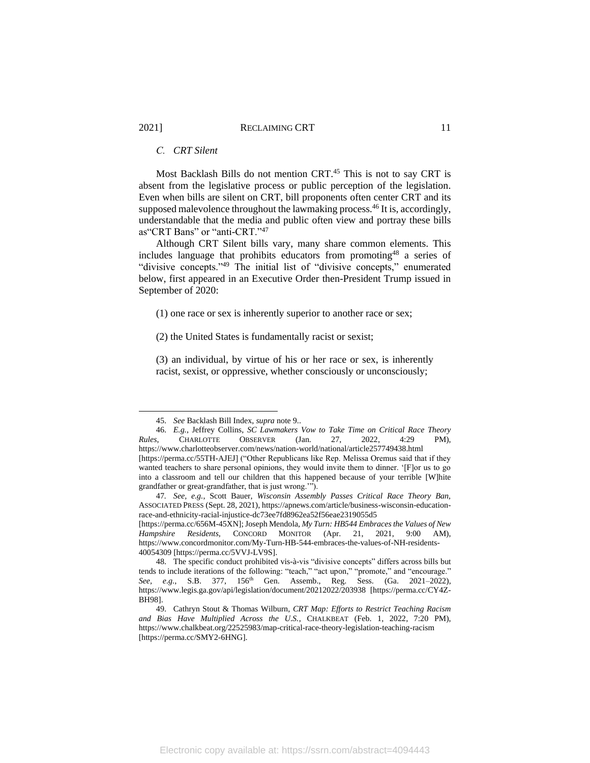### *C. CRT Silent*

Most Backlash Bills do not mention CRT.[45] This is not to say CRT is absent from the legislative process or public perception of the legislation. Even when bills are silent on CRT, bill proponents often center CRT and its supposed malevolence throughout the lawmaking process.[46] It is, accordingly, understandable that the media and public often view and portray these bills as"CRT Bans" or "anti-CRT."[47]

Although CRT Silent bills vary, many share common elements. This includes language that prohibits educators from promoting[48] a series of "divisive concepts."[49] The initial list of "divisive concepts," enumerated below, first appeared in an Executive Order then-President Trump issued in September of 2020:

> (1) one race or sex is inherently superior to another race or sex;
>
> (2) the United States is fundamentally racist or sexist;
>
> (3) an individual, by virtue of his or her race or sex, is inherently racist, sexist, or oppressive, whether consciously or unconsciously;

---

45. *See* Backlash Bill Index, *supra* note 9..

46. *E.g.*, Jeffrey Collins, *SC Lawmakers Vow to Take Time on Critical Race Theory Rules*, CHARLOTTE OBSERVER (Jan. 27, 2022, 4:29 PM), https://www.charlotteobserver.com/news/nation-world/national/article257749438.html [https://perma.cc/55TH-AJEJ] ("Other Republicans like Rep. Melissa Oremus said that if they wanted teachers to share personal opinions, they would invite them to dinner. '[F]or us to go into a classroom and tell our children that this happened because of your terrible [W]hite grandfather or great-grandfather, that is just wrong.'").

47. *See, e.g.*, Scott Bauer, *Wisconsin Assembly Passes Critical Race Theory Ban*, ASSOCIATED PRESS (Sept. 28, 2021), https://apnews.com/article/business-wisconsin-education-race-and-ethnicity-racial-injustice-dc73ee7fd8962ea52f56eae2319055d5 [https://perma.cc/656M-45XN]; Joseph Mendola, *My Turn: HB544 Embraces the Values of New Hampshire Residents*, CONCORD MONITOR (Apr. 21, 2021, 9:00 AM), https://www.concordmonitor.com/My-Turn-HB-544-embraces-the-values-of-NH-residents-40054309 [https://perma.cc/5VVJ-LV9S].

48. The specific conduct prohibited vis-à-vis "divisive concepts" differs across bills but tends to include iterations of the following: "teach," "act upon," "promote," and "encourage." *See, e.g.*, S.B. 377, 156th Gen. Assemb., Reg. Sess. (Ga. 2021–2022), https://www.legis.ga.gov/api/legislation/document/20212022/203938 [https://perma.cc/CY4Z-BH98].

49. Cathryn Stout & Thomas Wilburn, *CRT Map: Efforts to Restrict Teaching Racism and Bias Have Multiplied Across the U.S.*, CHALKBEAT (Feb. 1, 2022, 7:20 PM), https://www.chalkbeat.org/22525983/map-critical-race-theory-legislation-teaching-racism [https://perma.cc/SMY2-6HNG].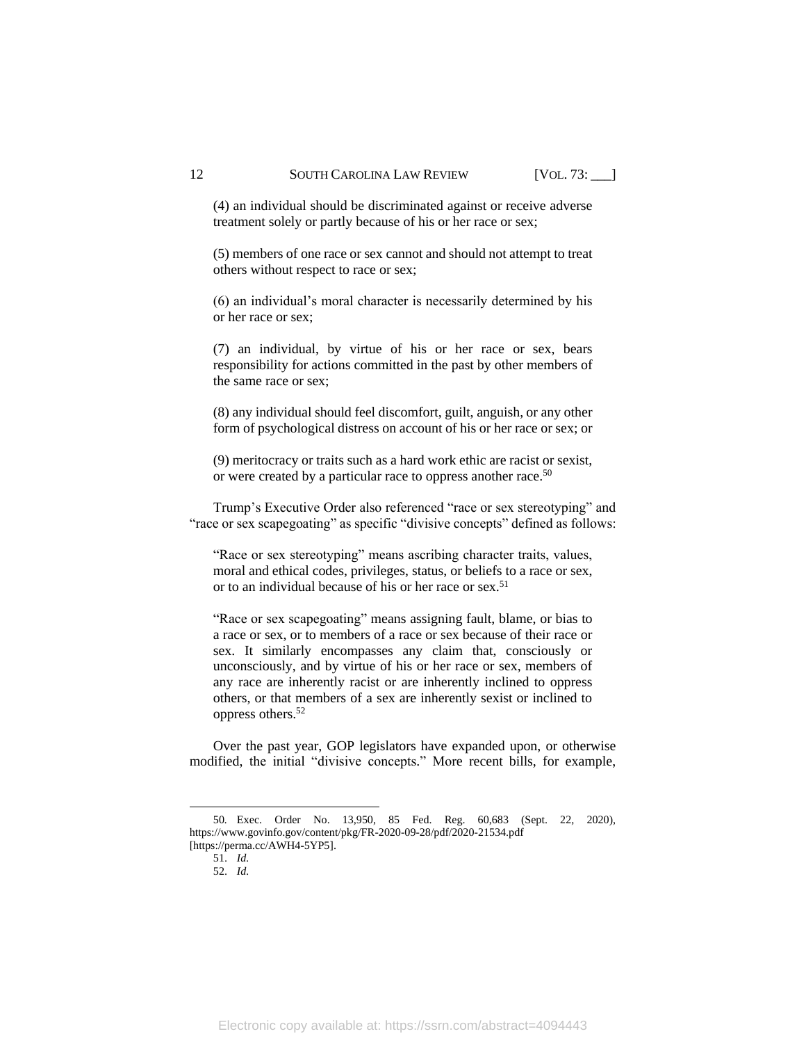(4) an individual should be discriminated against or receive adverse treatment solely or partly because of his or her race or sex;

(5) members of one race or sex cannot and should not attempt to treat others without respect to race or sex;

(6) an individual's moral character is necessarily determined by his or her race or sex;

(7) an individual, by virtue of his or her race or sex, bears responsibility for actions committed in the past by other members of the same race or sex;

(8) any individual should feel discomfort, guilt, anguish, or any other form of psychological distress on account of his or her race or sex; or

(9) meritocracy or traits such as a hard work ethic are racist or sexist, or were created by a particular race to oppress another race.[50]

Trump's Executive Order also referenced "race or sex stereotyping" and "race or sex scapegoating" as specific "divisive concepts" defined as follows:

> "Race or sex stereotyping" means ascribing character traits, values, moral and ethical codes, privileges, status, or beliefs to a race or sex, or to an individual because of his or her race or sex.[51]
>
> "Race or sex scapegoating" means assigning fault, blame, or bias to a race or sex, or to members of a race or sex because of their race or sex. It similarly encompasses any claim that, consciously or unconsciously, and by virtue of his or her race or sex, members of any race are inherently racist or are inherently inclined to oppress others, or that members of a sex are inherently sexist or inclined to oppress others.[52]

Over the past year, GOP legislators have expanded upon, or otherwise modified, the initial "divisive concepts." More recent bills, for example,

---

50. Exec. Order No. 13,950, 85 Fed. Reg. 60,683 (Sept. 22, 2020), https://www.govinfo.gov/content/pkg/FR-2020-09-28/pdf/2020-21534.pdf [https://perma.cc/AWH4-5YP5].

51. *Id.*

52. *Id.*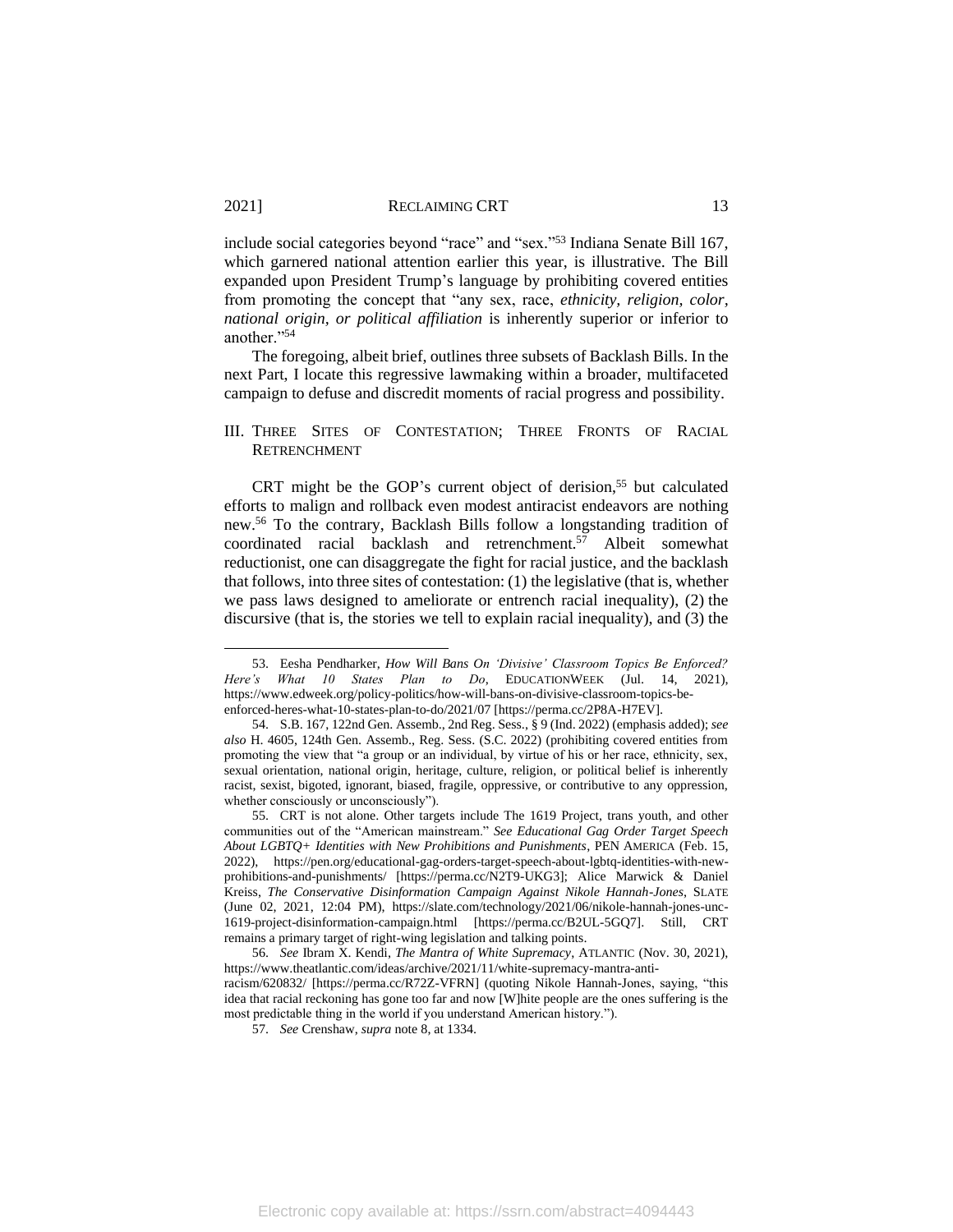include social categories beyond "race" and "sex."[53] Indiana Senate Bill 167, which garnered national attention earlier this year, is illustrative. The Bill expanded upon President Trump's language by prohibiting covered entities from promoting the concept that "any sex, race, *ethnicity, religion, color, national origin, or political affiliation* is inherently superior or inferior to another."[54]

The foregoing, albeit brief, outlines three subsets of Backlash Bills. In the next Part, I locate this regressive lawmaking within a broader, multifaceted campaign to defuse and discredit moments of racial progress and possibility.

## III. THREE SITES OF CONTESTATION; THREE FRONTS OF RACIAL RETRENCHMENT

CRT might be the GOP's current object of derision,[55] but calculated efforts to malign and rollback even modest antiracist endeavors are nothing new.[56] To the contrary, Backlash Bills follow a longstanding tradition of coordinated racial backlash and retrenchment.[57] Albeit somewhat reductionist, one can disaggregate the fight for racial justice, and the backlash that follows, into three sites of contestation: (1) the legislative (that is, whether we pass laws designed to ameliorate or entrench racial inequality), (2) the discursive (that is, the stories we tell to explain racial inequality), and (3) the

---

53. Eesha Pendharker, *How Will Bans On 'Divisive' Classroom Topics Be Enforced? Here's What 10 States Plan to Do*, EDUCATIONWEEK (Jul. 14, 2021), https://www.edweek.org/policy-politics/how-will-bans-on-divisive-classroom-topics-be-enforced-heres-what-10-states-plan-to-do/2021/07 [https://perma.cc/2P8A-H7EV].

54. S.B. 167, 122nd Gen. Assemb., 2nd Reg. Sess., § 9 (Ind. 2022) (emphasis added); *see also* H. 4605, 124th Gen. Assemb., Reg. Sess. (S.C. 2022) (prohibiting covered entities from promoting the view that "a group or an individual, by virtue of his or her race, ethnicity, sex, sexual orientation, national origin, heritage, culture, religion, or political belief is inherently racist, sexist, bigoted, ignorant, biased, fragile, oppressive, or contributive to any oppression, whether consciously or unconsciously").

55. CRT is not alone. Other targets include The 1619 Project, trans youth, and other communities out of the "American mainstream." *See Educational Gag Order Target Speech About LGBTQ+ Identities with New Prohibitions and Punishments*, PEN AMERICA (Feb. 15, 2022), https://pen.org/educational-gag-orders-target-speech-about-lgbtq-identities-with-new-prohibitions-and-punishments/ [https://perma.cc/N2T9-UKG3]; Alice Marwick & Daniel Kreiss, *The Conservative Disinformation Campaign Against Nikole Hannah-Jones*, SLATE (June 02, 2021, 12:04 PM), https://slate.com/technology/2021/06/nikole-hannah-jones-unc-1619-project-disinformation-campaign.html [https://perma.cc/B2UL-5GQ7]. Still, CRT remains a primary target of right-wing legislation and talking points.

56. *See* Ibram X. Kendi, *The Mantra of White Supremacy*, ATLANTIC (Nov. 30, 2021), https://www.theatlantic.com/ideas/archive/2021/11/white-supremacy-mantra-anti-racism/620832/ [https://perma.cc/R72Z-VFRN] (quoting Nikole Hannah-Jones, saying, "this idea that racial reckoning has gone too far and now [W]hite people are the ones suffering is the most predictable thing in the world if you understand American history.").

57. *See* Crenshaw, *supra* note 8, at 1334.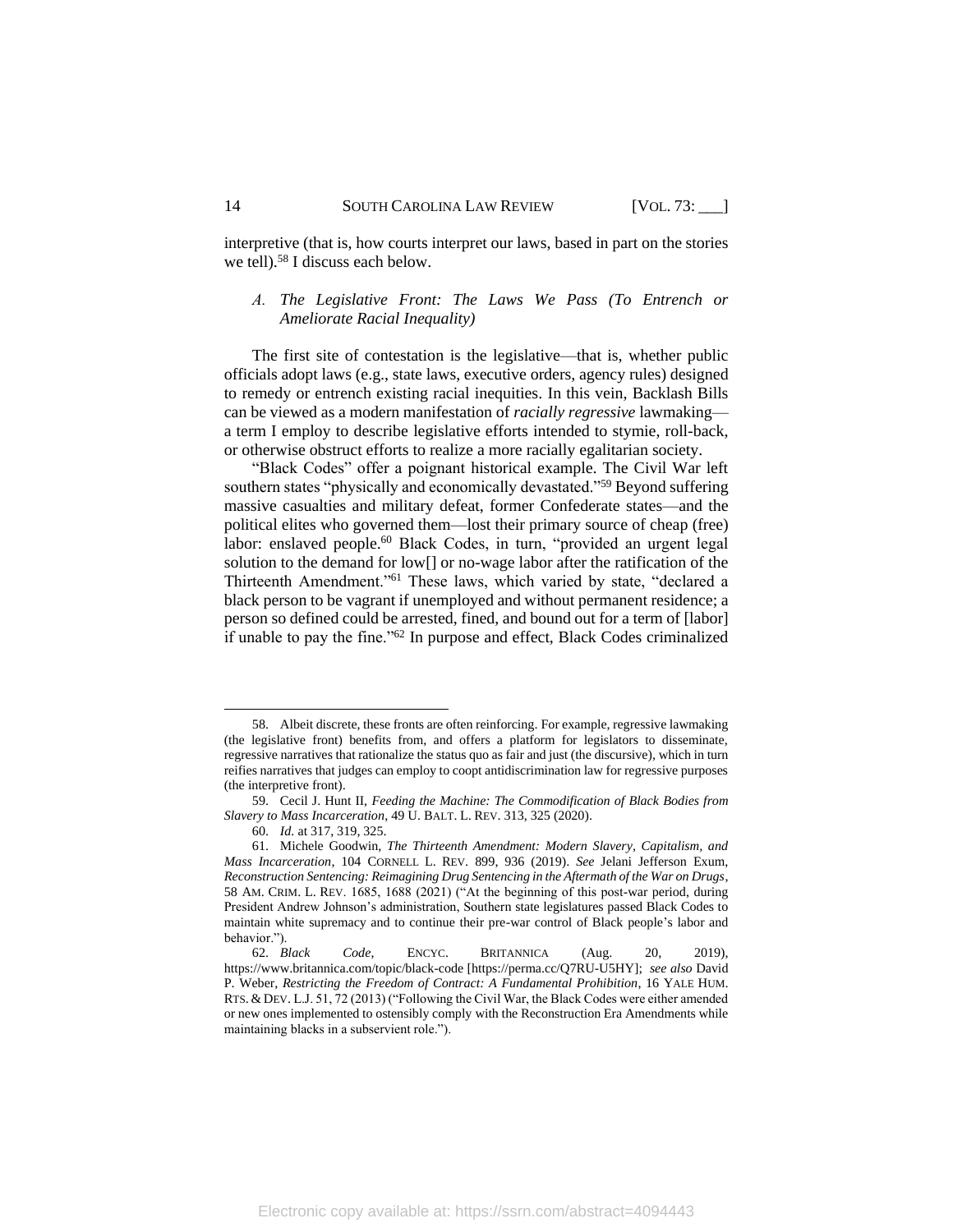interpretive (that is, how courts interpret our laws, based in part on the stories we tell).[58] I discuss each below.

### *A. The Legislative Front: The Laws We Pass (To Entrench or Ameliorate Racial Inequality)*

The first site of contestation is the legislative—that is, whether public officials adopt laws (e.g., state laws, executive orders, agency rules) designed to remedy or entrench existing racial inequities. In this vein, Backlash Bills can be viewed as a modern manifestation of *racially regressive* lawmaking—a term I employ to describe legislative efforts intended to stymie, roll-back, or otherwise obstruct efforts to realize a more racially egalitarian society.

"Black Codes" offer a poignant historical example. The Civil War left southern states "physically and economically devastated."[59] Beyond suffering massive casualties and military defeat, former Confederate states—and the political elites who governed them—lost their primary source of cheap (free) labor: enslaved people.[60] Black Codes, in turn, "provided an urgent legal solution to the demand for low[] or no-wage labor after the ratification of the Thirteenth Amendment."[61] These laws, which varied by state, "declared a black person to be vagrant if unemployed and without permanent residence; a person so defined could be arrested, fined, and bound out for a term of [labor] if unable to pay the fine."[62] In purpose and effect, Black Codes criminalized

---

58. Albeit discrete, these fronts are often reinforcing. For example, regressive lawmaking (the legislative front) benefits from, and offers a platform for legislators to disseminate, regressive narratives that rationalize the status quo as fair and just (the discursive), which in turn reifies narratives that judges can employ to coopt antidiscrimination law for regressive purposes (the interpretive front).

59. Cecil J. Hunt II, *Feeding the Machine: The Commodification of Black Bodies from Slavery to Mass Incarceration*, 49 U. BALT. L. REV. 313, 325 (2020).

60. *Id.* at 317, 319, 325.

61. Michele Goodwin, *The Thirteenth Amendment: Modern Slavery, Capitalism, and Mass Incarceration*, 104 CORNELL L. REV. 899, 936 (2019). *See* Jelani Jefferson Exum, *Reconstruction Sentencing: Reimagining Drug Sentencing in the Aftermath of the War on Drugs*, 58 AM. CRIM. L. REV. 1685, 1688 (2021) ("At the beginning of this post-war period, during President Andrew Johnson's administration, Southern state legislatures passed Black Codes to maintain white supremacy and to continue their pre-war control of Black people's labor and behavior.").

62. *Black Code*, ENCYC. BRITANNICA (Aug. 20, 2019), https://www.britannica.com/topic/black-code [https://perma.cc/Q7RU-U5HY]; *see also* David P. Weber, *Restricting the Freedom of Contract: A Fundamental Prohibition*, 16 YALE HUM. RTS. & DEV. L.J. 51, 72 (2013) ("Following the Civil War, the Black Codes were either amended or new ones implemented to ostensibly comply with the Reconstruction Era Amendments while maintaining blacks in a subservient role.").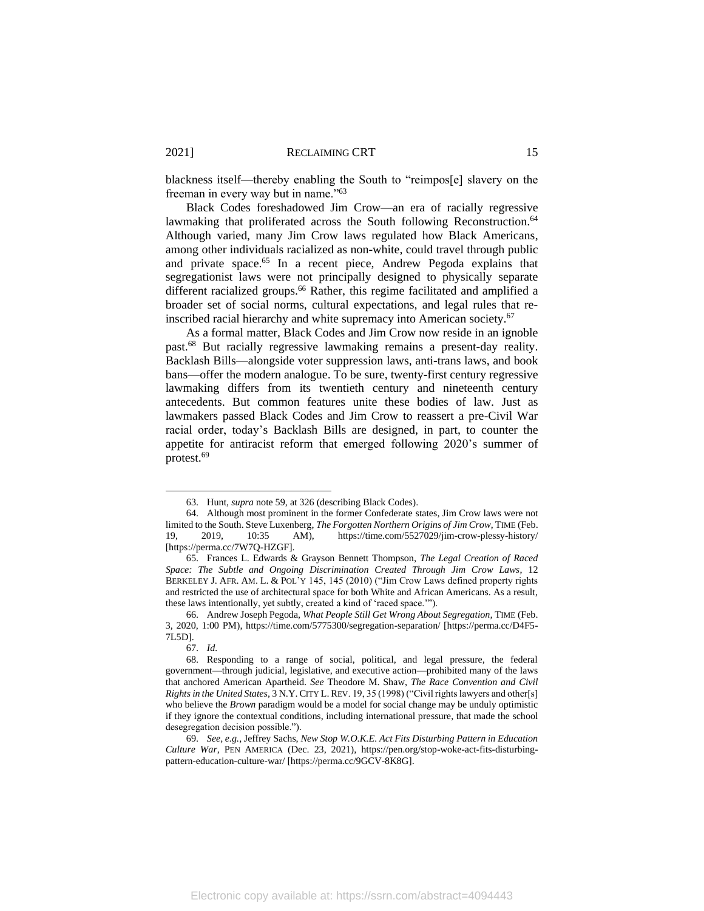blackness itself—thereby enabling the South to "reimpos[e] slavery on the freeman in every way but in name."[63]

Black Codes foreshadowed Jim Crow—an era of racially regressive lawmaking that proliferated across the South following Reconstruction.[64] Although varied, many Jim Crow laws regulated how Black Americans, among other individuals racialized as non-white, could travel through public and private space.[65] In a recent piece, Andrew Pegoda explains that segregationist laws were not principally designed to physically separate different racialized groups.[66] Rather, this regime facilitated and amplified a broader set of social norms, cultural expectations, and legal rules that re-inscribed racial hierarchy and white supremacy into American society.[67]

As a formal matter, Black Codes and Jim Crow now reside in an ignoble past.[68] But racially regressive lawmaking remains a present-day reality. Backlash Bills—alongside voter suppression laws, anti-trans laws, and book bans—offer the modern analogue. To be sure, twenty-first century regressive lawmaking differs from its twentieth century and nineteenth century antecedents. But common features unite these bodies of law. Just as lawmakers passed Black Codes and Jim Crow to reassert a pre-Civil War racial order, today's Backlash Bills are designed, in part, to counter the appetite for antiracist reform that emerged following 2020's summer of protest.[69]

---

63. Hunt, *supra* note 59, at 326 (describing Black Codes).

64. Although most prominent in the former Confederate states, Jim Crow laws were not limited to the South. Steve Luxenberg, *The Forgotten Northern Origins of Jim Crow*, TIME (Feb. 19, 2019, 10:35 AM), https://time.com/5527029/jim-crow-plessy-history/ [https://perma.cc/7W7Q-HZGF].

65. Frances L. Edwards & Grayson Bennett Thompson, *The Legal Creation of Raced Space: The Subtle and Ongoing Discrimination Created Through Jim Crow Laws*, 12 BERKELEY J. AFR. AM. L. & POL'Y 145, 145 (2010) ("Jim Crow Laws defined property rights and restricted the use of architectural space for both White and African Americans. As a result, these laws intentionally, yet subtly, created a kind of 'raced space.'").

66. Andrew Joseph Pegoda, *What People Still Get Wrong About Segregation*, TIME (Feb. 3, 2020, 1:00 PM), https://time.com/5775300/segregation-separation/ [https://perma.cc/D4F5-7L5D].

67. *Id.*

68. Responding to a range of social, political, and legal pressure, the federal government—through judicial, legislative, and executive action—prohibited many of the laws that anchored American Apartheid. *See* Theodore M. Shaw, *The Race Convention and Civil Rights in the United States*, 3 N.Y. CITY L. REV. 19, 35 (1998) ("Civil rights lawyers and other[s] who believe the *Brown* paradigm would be a model for social change may be unduly optimistic if they ignore the contextual conditions, including international pressure, that made the school desegregation decision possible.").

69. *See, e.g.*, Jeffrey Sachs, *New Stop W.O.K.E. Act Fits Disturbing Pattern in Education Culture War*, PEN AMERICA (Dec. 23, 2021), https://pen.org/stop-woke-act-fits-disturbing-pattern-education-culture-war/ [https://perma.cc/9GCV-8K8G].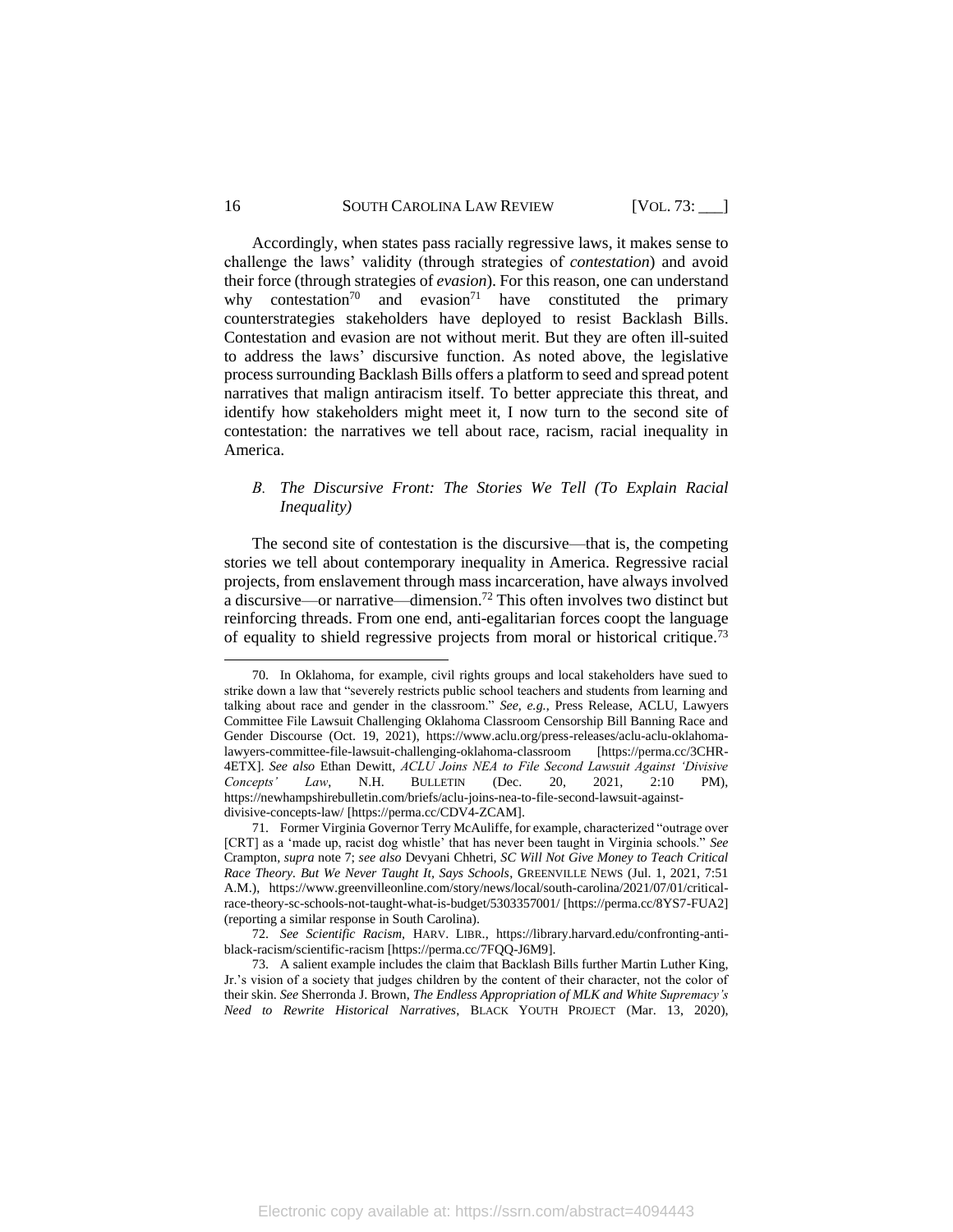Accordingly, when states pass racially regressive laws, it makes sense to challenge the laws' validity (through strategies of *contestation*) and avoid their force (through strategies of *evasion*). For this reason, one can understand why contestation[70] and evasion[71] have constituted the primary counterstrategies stakeholders have deployed to resist Backlash Bills. Contestation and evasion are not without merit. But they are often ill-suited to address the laws' discursive function. As noted above, the legislative process surrounding Backlash Bills offers a platform to seed and spread potent narratives that malign antiracism itself. To better appreciate this threat, and identify how stakeholders might meet it, I now turn to the second site of contestation: the narratives we tell about race, racism, racial inequality in America.

### *B. The Discursive Front: The Stories We Tell (To Explain Racial Inequality)*

The second site of contestation is the discursive—that is, the competing stories we tell about contemporary inequality in America. Regressive racial projects, from enslavement through mass incarceration, have always involved a discursive—or narrative—dimension.[72] This often involves two distinct but reinforcing threads. From one end, anti-egalitarian forces coopt the language of equality to shield regressive projects from moral or historical critique.[73]

---

70. In Oklahoma, for example, civil rights groups and local stakeholders have sued to strike down a law that "severely restricts public school teachers and students from learning and talking about race and gender in the classroom." *See, e.g.*, Press Release, ACLU, Lawyers Committee File Lawsuit Challenging Oklahoma Classroom Censorship Bill Banning Race and Gender Discourse (Oct. 19, 2021), https://www.aclu.org/press-releases/aclu-aclu-oklahoma-lawyers-committee-file-lawsuit-challenging-oklahoma-classroom [https://perma.cc/3CHR-4ETX]. *See also* Ethan Dewitt, *ACLU Joins NEA to File Second Lawsuit Against 'Divisive Concepts' Law*, N.H. BULLETIN (Dec. 20, 2021, 2:10 PM), https://newhampshirebulletin.com/briefs/aclu-joins-nea-to-file-second-lawsuit-against-divisive-concepts-law/ [https://perma.cc/CDV4-ZCAM].

71. Former Virginia Governor Terry McAuliffe, for example, characterized "outrage over [CRT] as a 'made up, racist dog whistle' that has never been taught in Virginia schools." *See* Crampton, *supra* note 7; *see also* Devyani Chhetri, *SC Will Not Give Money to Teach Critical Race Theory. But We Never Taught It, Says Schools*, GREENVILLE NEWS (Jul. 1, 2021, 7:51 A.M.), https://www.greenvilleonline.com/story/news/local/south-carolina/2021/07/01/critical-race-theory-sc-schools-not-taught-what-is-budget/5303357001/ [https://perma.cc/8YS7-FUA2] (reporting a similar response in South Carolina).

72. *See Scientific Racism*, HARV. LIBR., https://library.harvard.edu/confronting-anti-black-racism/scientific-racism [https://perma.cc/7FQQ-J6M9].

73. A salient example includes the claim that Backlash Bills further Martin Luther King, Jr.'s vision of a society that judges children by the content of their character, not the color of their skin. *See* Sherronda J. Brown, *The Endless Appropriation of MLK and White Supremacy's Need to Rewrite Historical Narratives*, BLACK YOUTH PROJECT (Mar. 13, 2020),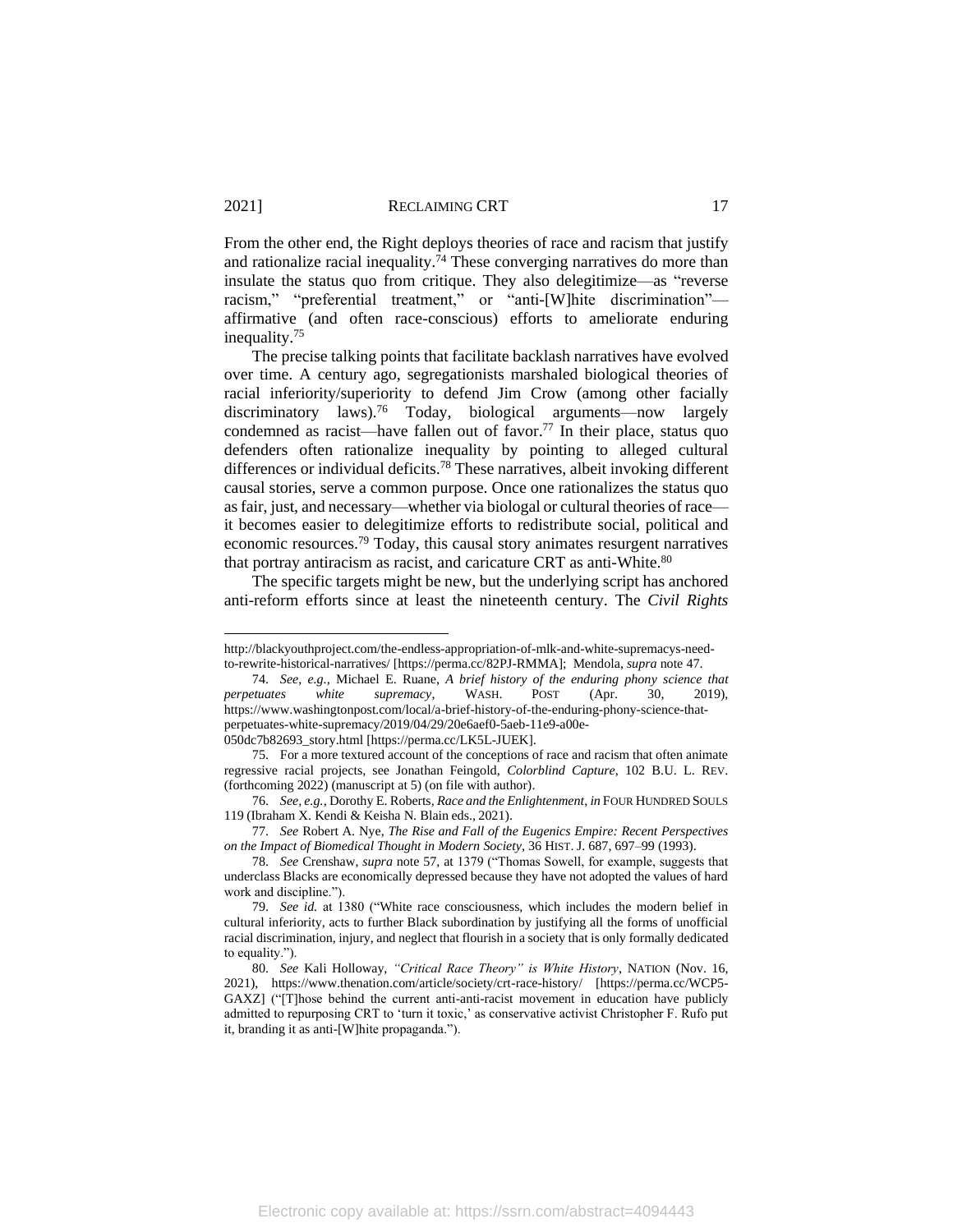From the other end, the Right deploys theories of race and racism that justify and rationalize racial inequality.[74] These converging narratives do more than insulate the status quo from critique. They also delegitimize—as "reverse racism," "preferential treatment," or "anti-[W]hite discrimination"—affirmative (and often race-conscious) efforts to ameliorate enduring inequality.[75]

The precise talking points that facilitate backlash narratives have evolved over time. A century ago, segregationists marshaled biological theories of racial inferiority/superiority to defend Jim Crow (among other facially discriminatory laws).[76] Today, biological arguments—now largely condemned as racist—have fallen out of favor.[77] In their place, status quo defenders often rationalize inequality by pointing to alleged cultural differences or individual deficits.[78] These narratives, albeit invoking different causal stories, serve a common purpose. Once one rationalizes the status quo as fair, just, and necessary—whether via biologal or cultural theories of race—it becomes easier to delegitimize efforts to redistribute social, political and economic resources.[79] Today, this causal story animates resurgent narratives that portray antiracism as racist, and caricature CRT as anti-White.[80]

The specific targets might be new, but the underlying script has anchored anti-reform efforts since at least the nineteenth century. The *Civil Rights*

---

http://blackyouthproject.com/the-endless-appropriation-of-mlk-and-white-supremacys-need-to-rewrite-historical-narratives/ [https://perma.cc/82PJ-RMMA]; Mendola, *supra* note 47.

74. *See, e.g.*, Michael E. Ruane, *A brief history of the enduring phony science that perpetuates white supremacy*, WASH. POST (Apr. 30, 2019), https://www.washingtonpost.com/local/a-brief-history-of-the-enduring-phony-science-that-perpetuates-white-supremacy/2019/04/29/20e6aef0-5aeb-11e9-a00e-050dc7b82693_story.html [https://perma.cc/LK5L-JUEK].

75. For a more textured account of the conceptions of race and racism that often animate regressive racial projects, see Jonathan Feingold, *Colorblind Capture*, 102 B.U. L. REV. (forthcoming 2022) (manuscript at 5) (on file with author).

76. *See, e.g.*, Dorothy E. Roberts, *Race and the Enlightenment*, *in* FOUR HUNDRED SOULS 119 (Ibraham X. Kendi & Keisha N. Blain eds., 2021).

77. *See* Robert A. Nye, *The Rise and Fall of the Eugenics Empire: Recent Perspectives on the Impact of Biomedical Thought in Modern Society*, 36 HIST. J. 687, 697–99 (1993).

78. *See* Crenshaw, *supra* note 57, at 1379 ("Thomas Sowell, for example, suggests that underclass Blacks are economically depressed because they have not adopted the values of hard work and discipline.").

79. *See id.* at 1380 ("White race consciousness, which includes the modern belief in cultural inferiority, acts to further Black subordination by justifying all the forms of unofficial racial discrimination, injury, and neglect that flourish in a society that is only formally dedicated to equality.").

80. *See* Kali Holloway, *"Critical Race Theory" is White History*, NATION (Nov. 16, 2021), https://www.thenation.com/article/society/crt-race-history/ [https://perma.cc/WCP5-GAXZ] ("[T]hose behind the current anti-anti-racist movement in education have publicly admitted to repurposing CRT to 'turn it toxic,' as conservative activist Christopher F. Rufo put it, branding it as anti-[W]hite propaganda.").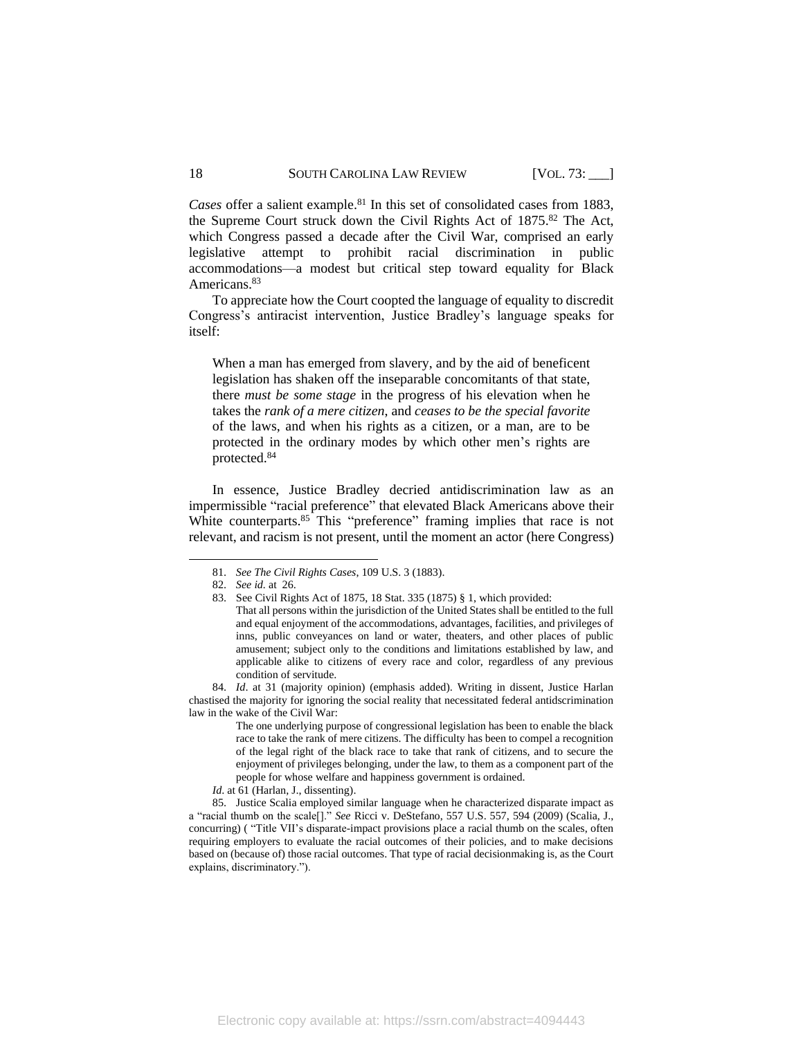*Cases* offer a salient example.[81] In this set of consolidated cases from 1883, the Supreme Court struck down the Civil Rights Act of 1875.[82] The Act, which Congress passed a decade after the Civil War, comprised an early legislative attempt to prohibit racial discrimination in public accommodations—a modest but critical step toward equality for Black Americans.[83]

To appreciate how the Court coopted the language of equality to discredit Congress's antiracist intervention, Justice Bradley's language speaks for itself:

> When a man has emerged from slavery, and by the aid of beneficent legislation has shaken off the inseparable concomitants of that state, there *must be some stage* in the progress of his elevation when he takes the *rank of a mere citizen*, and *ceases to be the special favorite* of the laws, and when his rights as a citizen, or a man, are to be protected in the ordinary modes by which other men's rights are protected.[84]

In essence, Justice Bradley decried antidiscrimination law as an impermissible "racial preference" that elevated Black Americans above their White counterparts.[85] This "preference" framing implies that race is not relevant, and racism is not present, until the moment an actor (here Congress)

---

81. *See The Civil Rights Cases*, 109 U.S. 3 (1883).

82. *See id.* at 26.

83. See Civil Rights Act of 1875, 18 Stat. 335 (1875) § 1, which provided:

> That all persons within the jurisdiction of the United States shall be entitled to the full and equal enjoyment of the accommodations, advantages, facilities, and privileges of inns, public conveyances on land or water, theaters, and other places of public amusement; subject only to the conditions and limitations established by law, and applicable alike to citizens of every race and color, regardless of any previous condition of servitude.

84. *Id*. at 31 (majority opinion) (emphasis added). Writing in dissent, Justice Harlan chastised the majority for ignoring the social reality that necessitated federal antisdcrimination law in the wake of the Civil War:

> The one underlying purpose of congressional legislation has been to enable the black race to take the rank of mere citizens. The difficulty has been to compel a recognition of the legal right of the black race to take that rank of citizens, and to secure the enjoyment of privileges belonging, under the law, to them as a component part of the people for whose welfare and happiness government is ordained.

*Id*. at 61 (Harlan, J., dissenting).

85. Justice Scalia employed similar language when he characterized disparate impact as a "racial thumb on the scale[]." *See* Ricci v. DeStefano, 557 U.S. 557, 594 (2009) (Scalia, J., concurring) ( "Title VII's disparate-impact provisions place a racial thumb on the scales, often requiring employers to evaluate the racial outcomes of their policies, and to make decisions based on (because of) those racial outcomes. That type of racial decisionmaking is, as the Court explains, discriminatory.").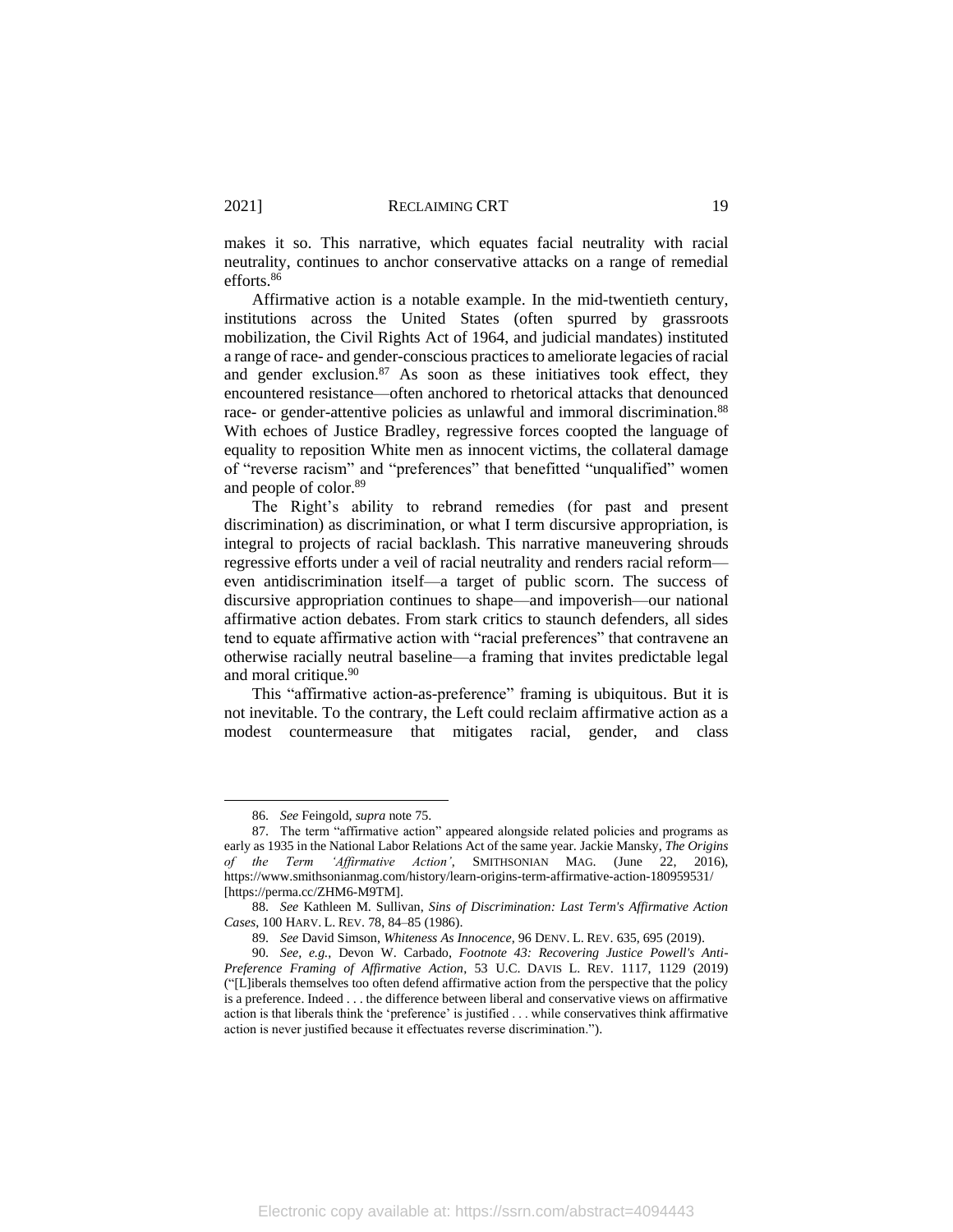makes it so. This narrative, which equates facial neutrality with racial neutrality, continues to anchor conservative attacks on a range of remedial efforts.[86]

Affirmative action is a notable example. In the mid-twentieth century, institutions across the United States (often spurred by grassroots mobilization, the Civil Rights Act of 1964, and judicial mandates) instituted a range of race- and gender-conscious practices to ameliorate legacies of racial and gender exclusion.[87] As soon as these initiatives took effect, they encountered resistance—often anchored to rhetorical attacks that denounced race- or gender-attentive policies as unlawful and immoral discrimination.[88] With echoes of Justice Bradley, regressive forces coopted the language of equality to reposition White men as innocent victims, the collateral damage of "reverse racism" and "preferences" that benefitted "unqualified" women and people of color.[89]

The Right's ability to rebrand remedies (for past and present discrimination) as discrimination, or what I term discursive appropriation, is integral to projects of racial backlash. This narrative maneuvering shrouds regressive efforts under a veil of racial neutrality and renders racial reform—even antidiscrimination itself—a target of public scorn. The success of discursive appropriation continues to shape—and impoverish—our national affirmative action debates. From stark critics to staunch defenders, all sides tend to equate affirmative action with "racial preferences" that contravene an otherwise racially neutral baseline—a framing that invites predictable legal and moral critique.[90]

This "affirmative action-as-preference" framing is ubiquitous. But it is not inevitable. To the contrary, the Left could reclaim affirmative action as a modest countermeasure that mitigates racial, gender, and class

---

86. *See* Feingold, *supra* note 75.

87. The term "affirmative action" appeared alongside related policies and programs as early as 1935 in the National Labor Relations Act of the same year. Jackie Mansky, *The Origins of the Term 'Affirmative Action'*, SMITHSONIAN MAG. (June 22, 2016), https://www.smithsonianmag.com/history/learn-origins-term-affirmative-action-180959531/ [https://perma.cc/ZHM6-M9TM].

88. *See* Kathleen M. Sullivan, *Sins of Discrimination: Last Term's Affirmative Action Cases*, 100 HARV. L. REV. 78, 84–85 (1986).

89. *See* David Simson, *Whiteness As Innocence*, 96 DENV. L. REV. 635, 695 (2019).

90. *See, e.g.*, Devon W. Carbado, *Footnote 43: Recovering Justice Powell's Anti-Preference Framing of Affirmative Action*, 53 U.C. DAVIS L. REV. 1117, 1129 (2019) ("[L]iberals themselves too often defend affirmative action from the perspective that the policy is a preference. Indeed . . . the difference between liberal and conservative views on affirmative action is that liberals think the 'preference' is justified . . . while conservatives think affirmative action is never justified because it effectuates reverse discrimination.").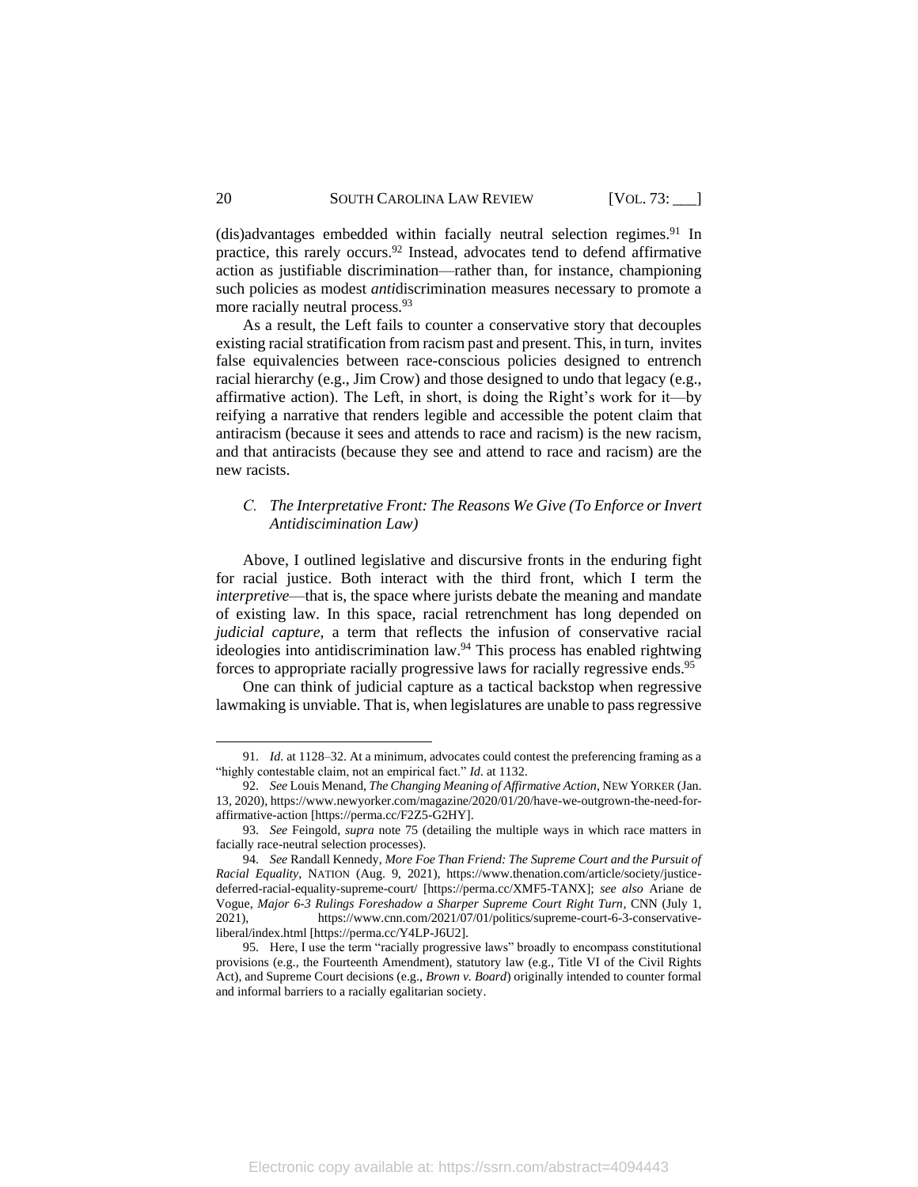(dis)advantages embedded within facially neutral selection regimes.[91] In practice, this rarely occurs.[92] Instead, advocates tend to defend affirmative action as justifiable discrimination—rather than, for instance, championing such policies as modest *anti*discrimination measures necessary to promote a more racially neutral process.[93]

As a result, the Left fails to counter a conservative story that decouples existing racial stratification from racism past and present. This, in turn, invites false equivalencies between race-conscious policies designed to entrench racial hierarchy (e.g., Jim Crow) and those designed to undo that legacy (e.g., affirmative action). The Left, in short, is doing the Right's work for it—by reifying a narrative that renders legible and accessible the potent claim that antiracism (because it sees and attends to race and racism) is the new racism, and that antiracists (because they see and attend to race and racism) are the new racists.

### C. *The Interpretative Front: The Reasons We Give (To Enforce or Invert Antidiscrimination Law)*

Above, I outlined legislative and discursive fronts in the enduring fight for racial justice. Both interact with the third front, which I term the *interpretive*—that is, the space where jurists debate the meaning and mandate of existing law. In this space, racial retrenchment has long depended on *judicial capture*, a term that reflects the infusion of conservative racial ideologies into antidiscrimination law.[94] This process has enabled rightwing forces to appropriate racially progressive laws for racially regressive ends.[95]

One can think of judicial capture as a tactical backstop when regressive lawmaking is unviable. That is, when legislatures are unable to pass regressive

---

91. *Id.* at 1128–32. At a minimum, advocates could contest the preferencing framing as a "highly contestable claim, not an empirical fact." *Id.* at 1132.

92. *See* Louis Menand, *The Changing Meaning of Affirmative Action*, NEW YORKER (Jan. 13, 2020), https://www.newyorker.com/magazine/2020/01/20/have-we-outgrown-the-need-for-affirmative-action [https://perma.cc/F2Z5-G2HY].

93. *See* Feingold, *supra* note 75 (detailing the multiple ways in which race matters in facially race-neutral selection processes).

94. *See* Randall Kennedy, *More Foe Than Friend: The Supreme Court and the Pursuit of Racial Equality*, NATION (Aug. 9, 2021), https://www.thenation.com/article/society/justice-deferred-racial-equality-supreme-court/ [https://perma.cc/XMF5-TANX]; *see also* Ariane de Vogue, *Major 6-3 Rulings Foreshadow a Sharper Supreme Court Right Turn*, CNN (July 1, 2021), https://www.cnn.com/2021/07/01/politics/supreme-court-6-3-conservative-liberal/index.html [https://perma.cc/Y4LP-J6U2].

95. Here, I use the term "racially progressive laws" broadly to encompass constitutional provisions (e.g., the Fourteenth Amendment), statutory law (e.g., Title VI of the Civil Rights Act), and Supreme Court decisions (e.g., *Brown v. Board*) originally intended to counter formal and informal barriers to a racially egalitarian society.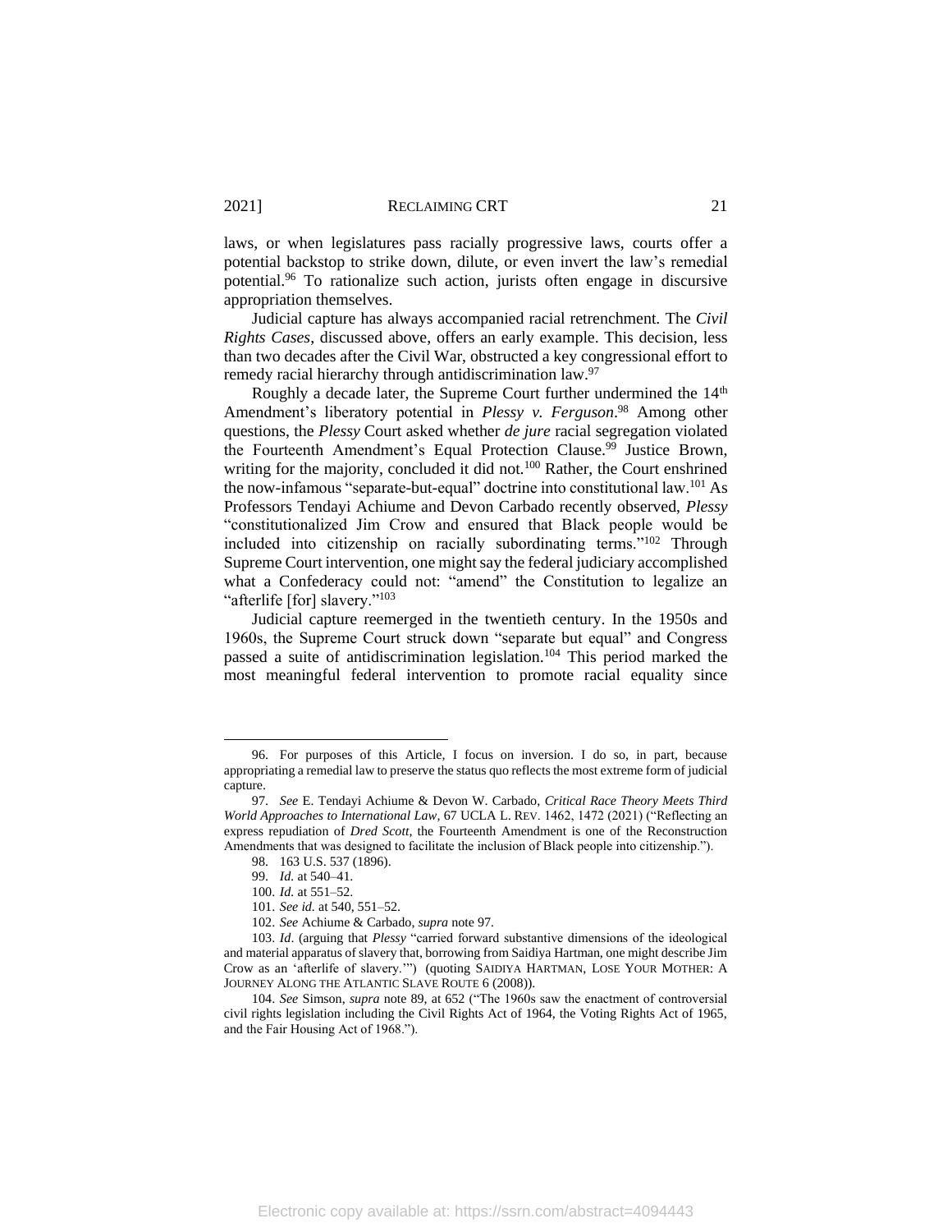laws, or when legislatures pass racially progressive laws, courts offer a potential backstop to strike down, dilute, or even invert the law's remedial potential.[96] To rationalize such action, jurists often engage in discursive appropriation themselves.

Judicial capture has always accompanied racial retrenchment. The *Civil Rights Cases*, discussed above, offers an early example. This decision, less than two decades after the Civil War, obstructed a key congressional effort to remedy racial hierarchy through antidiscrimination law.[97]

Roughly a decade later, the Supreme Court further undermined the 14th Amendment's liberatory potential in *Plessy v. Ferguson*.[98] Among other questions, the *Plessy* Court asked whether *de jure* racial segregation violated the Fourteenth Amendment's Equal Protection Clause.[99] Justice Brown, writing for the majority, concluded it did not.[100] Rather, the Court enshrined the now-infamous "separate-but-equal" doctrine into constitutional law.[101] As Professors Tendayi Achiume and Devon Carbado recently observed, *Plessy* "constitutionalized Jim Crow and ensured that Black people would be included into citizenship on racially subordinating terms."[102] Through Supreme Court intervention, one might say the federal judiciary accomplished what a Confederacy could not: "amend" the Constitution to legalize an "afterlife [for] slavery."[103]

Judicial capture reemerged in the twentieth century. In the 1950s and 1960s, the Supreme Court struck down "separate but equal" and Congress passed a suite of antidiscrimination legislation.[104] This period marked the most meaningful federal intervention to promote racial equality since

---

96. For purposes of this Article, I focus on inversion. I do so, in part, because appropriating a remedial law to preserve the status quo reflects the most extreme form of judicial capture.

97. *See* E. Tendayi Achiume & Devon W. Carbado, *Critical Race Theory Meets Third World Approaches to International Law*, 67 UCLA L. REV. 1462, 1472 (2021) ("Reflecting an express repudiation of *Dred Scott*, the Fourteenth Amendment is one of the Reconstruction Amendments that was designed to facilitate the inclusion of Black people into citizenship.").

98. 163 U.S. 537 (1896).

99. *Id.* at 540–41.

100. *Id.* at 551–52.

101. *See id.* at 540, 551–52.

102. *See* Achiume & Carbado, *supra* note 97.

103. *Id*. (arguing that *Plessy* "carried forward substantive dimensions of the ideological and material apparatus of slavery that, borrowing from Saidiya Hartman, one might describe Jim Crow as an 'afterlife of slavery.'") (quoting SAIDIYA HARTMAN, LOSE YOUR MOTHER: A JOURNEY ALONG THE ATLANTIC SLAVE ROUTE 6 (2008)).

104. *See* Simson, *supra* note 89, at 652 ("The 1960s saw the enactment of controversial civil rights legislation including the Civil Rights Act of 1964, the Voting Rights Act of 1965, and the Fair Housing Act of 1968.").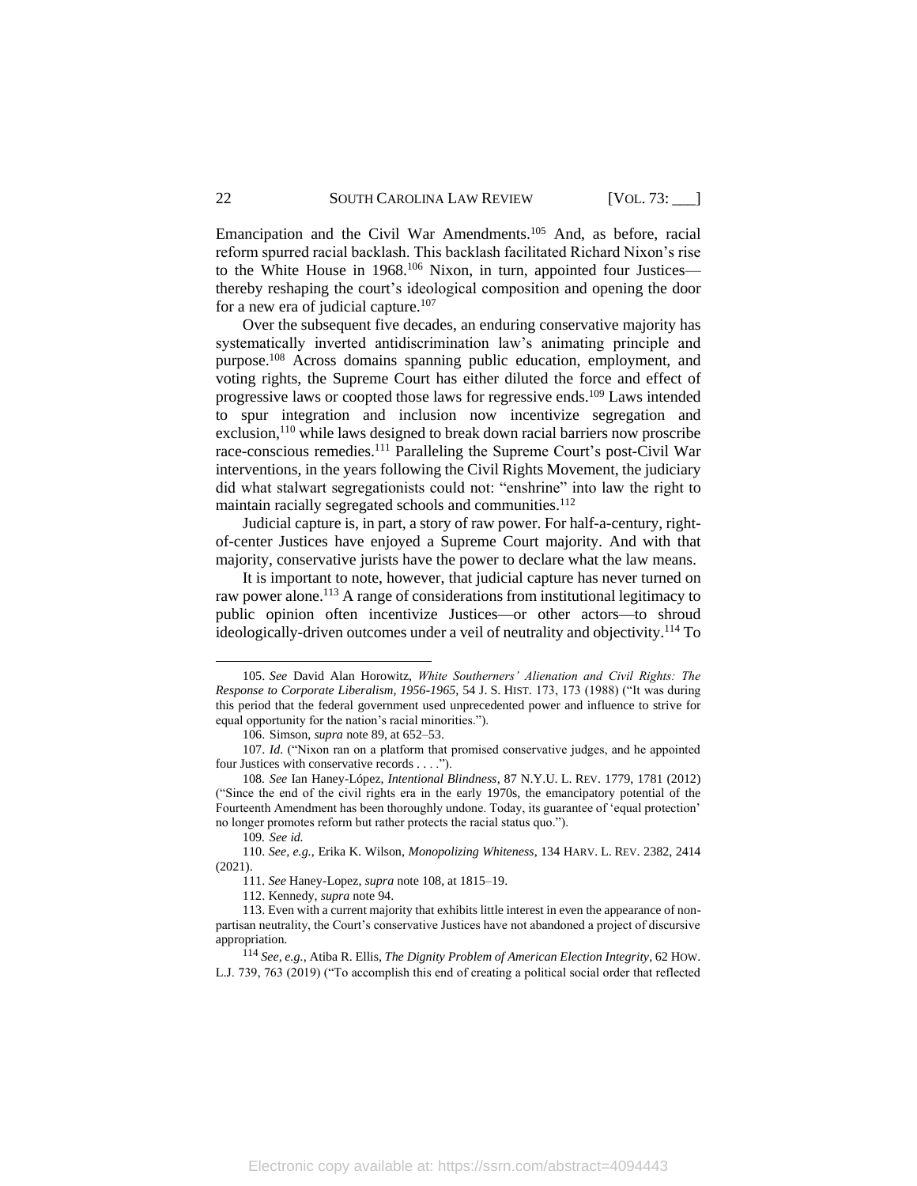Emancipation and the Civil War Amendments.[105] And, as before, racial reform spurred racial backlash. This backlash facilitated Richard Nixon's rise to the White House in 1968.[106] Nixon, in turn, appointed four Justices—thereby reshaping the court's ideological composition and opening the door for a new era of judicial capture.[107]

Over the subsequent five decades, an enduring conservative majority has systematically inverted antidiscrimination law's animating principle and purpose.[108] Across domains spanning public education, employment, and voting rights, the Supreme Court has either diluted the force and effect of progressive laws or coopted those laws for regressive ends.[109] Laws intended to spur integration and inclusion now incentivize segregation and exclusion,[110] while laws designed to break down racial barriers now proscribe race-conscious remedies.[111] Paralleling the Supreme Court's post-Civil War interventions, in the years following the Civil Rights Movement, the judiciary did what stalwart segregationists could not: "enshrine" into law the right to maintain racially segregated schools and communities.[112]

Judicial capture is, in part, a story of raw power. For half-a-century, right-of-center Justices have enjoyed a Supreme Court majority. And with that majority, conservative jurists have the power to declare what the law means.

It is important to note, however, that judicial capture has never turned on raw power alone.[113] A range of considerations from institutional legitimacy to public opinion often incentivize Justices—or other actors—to shroud ideologically-driven outcomes under a veil of neutrality and objectivity.[114] To

---

105. *See* David Alan Horowitz, *White Southerners' Alienation and Civil Rights: The Response to Corporate Liberalism, 1956-1965*, 54 J. S. HIST. 173, 173 (1988) ("It was during this period that the federal government used unprecedented power and influence to strive for equal opportunity for the nation's racial minorities.").

106. Simson, *supra* note 89, at 652–53.

107. *Id.* ("Nixon ran on a platform that promised conservative judges, and he appointed four Justices with conservative records . . . .").

108. *See* Ian Haney-López, *Intentional Blindness*, 87 N.Y.U. L. REV. 1779, 1781 (2012) ("Since the end of the civil rights era in the early 1970s, the emancipatory potential of the Fourteenth Amendment has been thoroughly undone. Today, its guarantee of 'equal protection' no longer promotes reform but rather protects the racial status quo.").

109. *See id.*

110. *See, e.g.*, Erika K. Wilson, *Monopolizing Whiteness*, 134 HARV. L. REV. 2382, 2414 (2021).

111. *See* Haney-Lopez, *supra* note 108, at 1815–19.

112. Kennedy, *supra* note 94.

113. Even with a current majority that exhibits little interest in even the appearance of non-partisan neutrality, the Court's conservative Justices have not abandoned a project of discursive appropriation.

114. *See, e.g.*, Atiba R. Ellis, *The Dignity Problem of American Election Integrity*, 62 HOW. L.J. 739, 763 (2019) ("To accomplish this end of creating a political social order that reflected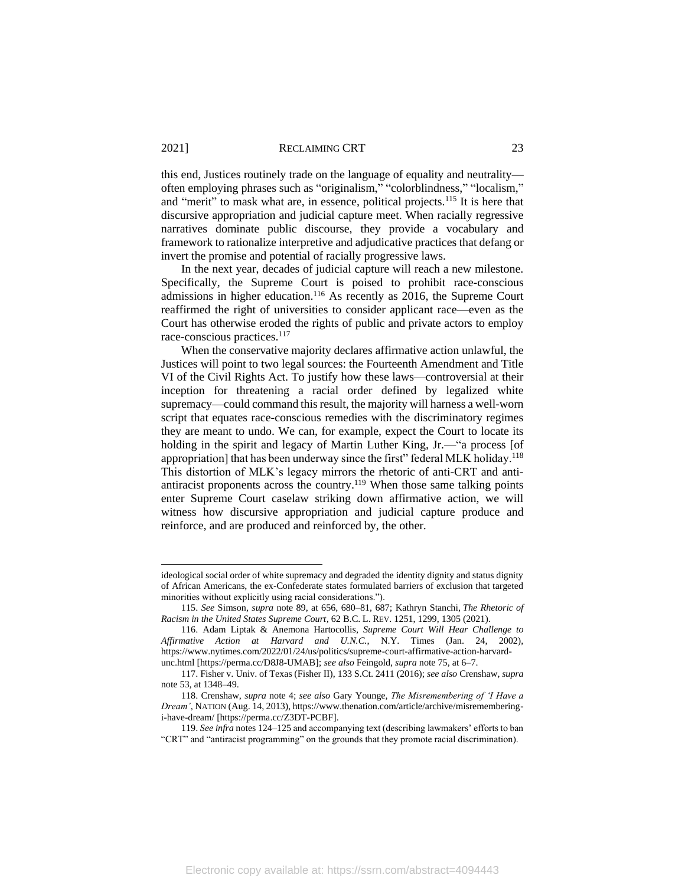this end, Justices routinely trade on the language of equality and neutrality—often employing phrases such as "originalism," "colorblindness," "localism," and "merit" to mask what are, in essence, political projects.[115] It is here that discursive appropriation and judicial capture meet. When racially regressive narratives dominate public discourse, they provide a vocabulary and framework to rationalize interpretive and adjudicative practices that defang or invert the promise and potential of racially progressive laws.

In the next year, decades of judicial capture will reach a new milestone. Specifically, the Supreme Court is poised to prohibit race-conscious admissions in higher education.[116] As recently as 2016, the Supreme Court reaffirmed the right of universities to consider applicant race—even as the Court has otherwise eroded the rights of public and private actors to employ race-conscious practices.[117]

When the conservative majority declares affirmative action unlawful, the Justices will point to two legal sources: the Fourteenth Amendment and Title VI of the Civil Rights Act. To justify how these laws—controversial at their inception for threatening a racial order defined by legalized white supremacy—could command this result, the majority will harness a well-worn script that equates race-conscious remedies with the discriminatory regimes they are meant to undo. We can, for example, expect the Court to locate its holding in the spirit and legacy of Martin Luther King, Jr.—"a process [of appropriation] that has been underway since the first" federal MLK holiday.[118] This distortion of MLK's legacy mirrors the rhetoric of anti-CRT and anti-antiracist proponents across the country.[119] When those same talking points enter Supreme Court caselaw striking down affirmative action, we will witness how discursive appropriation and judicial capture produce and reinforce, and are produced and reinforced by, the other.

---

ideological social order of white supremacy and degraded the identity dignity and status dignity of African Americans, the ex-Confederate states formulated barriers of exclusion that targeted minorities without explicitly using racial considerations.").

115. *See* Simson, *supra* note 89, at 656, 680–81, 687; Kathryn Stanchi, *The Rhetoric of Racism in the United States Supreme Court*, 62 B.C. L. REV. 1251, 1299, 1305 (2021).

116. Adam Liptak & Anemona Hartocollis, *Supreme Court Will Hear Challenge to Affirmative Action at Harvard and U.N.C.*, N.Y. Times (Jan. 24, 2002), https://www.nytimes.com/2022/01/24/us/politics/supreme-court-affirmative-action-harvard-unc.html [https://perma.cc/D8J8-UMAB]; *see also* Feingold, *supra* note 75, at 6–7.

117. Fisher v. Univ. of Texas (Fisher II), 133 S.Ct. 2411 (2016); *see also* Crenshaw, *supra* note 53, at 1348–49.

118. Crenshaw, *supra* note 4; *see also* Gary Younge, *The Misremembering of 'I Have a Dream'*, NATION (Aug. 14, 2013), https://www.thenation.com/article/archive/misremembering-i-have-dream/ [https://perma.cc/Z3DT-PCBF].

119. *See infra* notes 124–125 and accompanying text (describing lawmakers' efforts to ban "CRT" and "antiracist programming" on the grounds that they promote racial discrimination).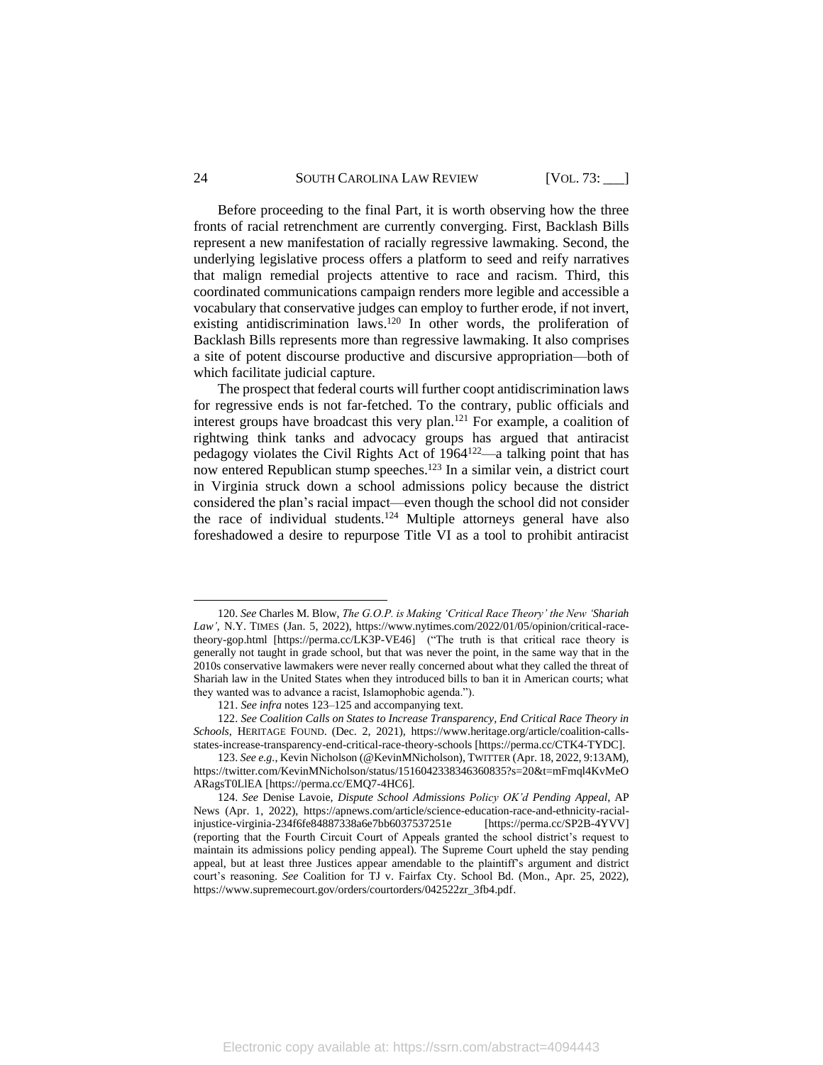Before proceeding to the final Part, it is worth observing how the three fronts of racial retrenchment are currently converging. First, Backlash Bills represent a new manifestation of racially regressive lawmaking. Second, the underlying legislative process offers a platform to seed and reify narratives that malign remedial projects attentive to race and racism. Third, this coordinated communications campaign renders more legible and accessible a vocabulary that conservative judges can employ to further erode, if not invert, existing antidiscrimination laws.[120] In other words, the proliferation of Backlash Bills represents more than regressive lawmaking. It also comprises a site of potent discourse productive and discursive appropriation—both of which facilitate judicial capture.

The prospect that federal courts will further coopt antidiscrimination laws for regressive ends is not far-fetched. To the contrary, public officials and interest groups have broadcast this very plan.[121] For example, a coalition of rightwing think tanks and advocacy groups has argued that antiracist pedagogy violates the Civil Rights Act of 1964[122]—a talking point that has now entered Republican stump speeches.[123] In a similar vein, a district court in Virginia struck down a school admissions policy because the district considered the plan's racial impact—even though the school did not consider the race of individual students.[124] Multiple attorneys general have also foreshadowed a desire to repurpose Title VI as a tool to prohibit antiracist

---

120. *See* Charles M. Blow, *The G.O.P. is Making 'Critical Race Theory' the New 'Shariah Law'*, N.Y. TIMES (Jan. 5, 2022), https://www.nytimes.com/2022/01/05/opinion/critical-race-theory-gop.html [https://perma.cc/LK3P-VE46] ("The truth is that critical race theory is generally not taught in grade school, but that was never the point, in the same way that in the 2010s conservative lawmakers were never really concerned about what they called the threat of Shariah law in the United States when they introduced bills to ban it in American courts; what they wanted was to advance a racist, Islamophobic agenda.").

121. *See infra* notes 123–125 and accompanying text.

122. *See Coalition Calls on States to Increase Transparency, End Critical Race Theory in Schools*, HERITAGE FOUND. (Dec. 2, 2021), https://www.heritage.org/article/coalition-calls-states-increase-transparency-end-critical-race-theory-schools [https://perma.cc/CTK4-TYDC].

123. *See e.g.*, Kevin Nicholson (@KevinMNicholson), TWITTER (Apr. 18, 2022, 9:13AM), https://twitter.com/KevinMNicholson/status/1516042338346360835?s=20&t=mFmql4KvMeOARagsT0LlEA [https://perma.cc/EMQ7-4HC6].

124. *See* Denise Lavoie, *Dispute School Admissions Policy OK'd Pending Appeal*, AP News (Apr. 1, 2022), https://apnews.com/article/science-education-race-and-ethnicity-racial-injustice-virginia-234f6fe84887338a6e7bb6037537251e [https://perma.cc/SP2B-4YVV] (reporting that the Fourth Circuit Court of Appeals granted the school district's request to maintain its admissions policy pending appeal). The Supreme Court upheld the stay pending appeal, but at least three Justices appear amendable to the plaintiff's argument and district court's reasoning. *See* Coalition for TJ v. Fairfax Cty. School Bd. (Mon., Apr. 25, 2022), https://www.supremecourt.gov/orders/courtorders/042522zr_3fb4.pdf.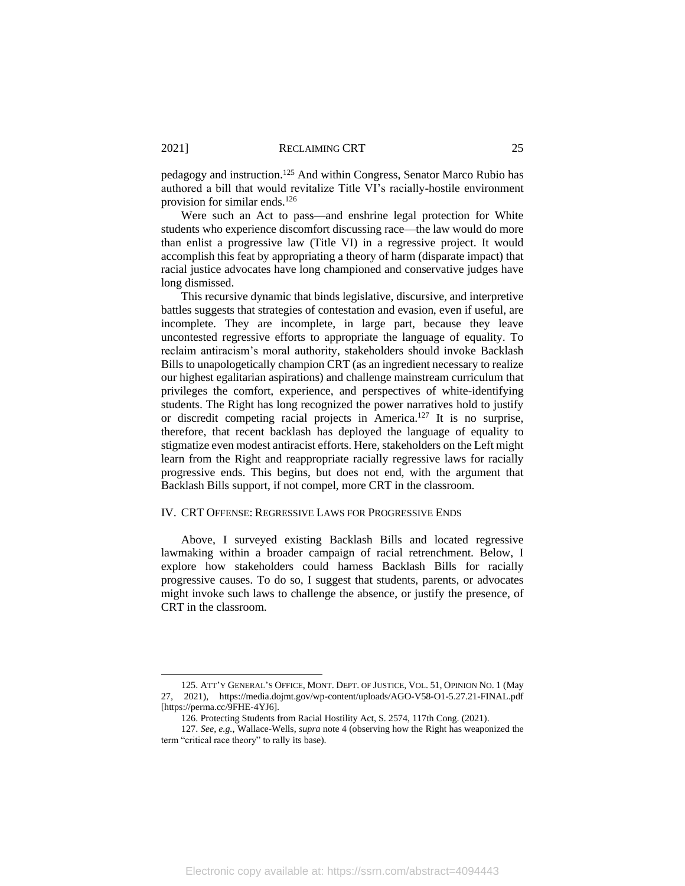pedagogy and instruction.[125] And within Congress, Senator Marco Rubio has authored a bill that would revitalize Title VI's racially-hostile environment provision for similar ends.[126]

Were such an Act to pass—and enshrine legal protection for White students who experience discomfort discussing race—the law would do more than enlist a progressive law (Title VI) in a regressive project. It would accomplish this feat by appropriating a theory of harm (disparate impact) that racial justice advocates have long championed and conservative judges have long dismissed.

This recursive dynamic that binds legislative, discursive, and interpretive battles suggests that strategies of contestation and evasion, even if useful, are incomplete. They are incomplete, in large part, because they leave uncontested regressive efforts to appropriate the language of equality. To reclaim antiracism's moral authority, stakeholders should invoke Backlash Bills to unapologetically champion CRT (as an ingredient necessary to realize our highest egalitarian aspirations) and challenge mainstream curriculum that privileges the comfort, experience, and perspectives of white-identifying students. The Right has long recognized the power narratives hold to justify or discredit competing racial projects in America.[127] It is no surprise, therefore, that recent backlash has deployed the language of equality to stigmatize even modest antiracist efforts. Here, stakeholders on the Left might learn from the Right and reappropriate racially regressive laws for racially progressive ends. This begins, but does not end, with the argument that Backlash Bills support, if not compel, more CRT in the classroom.

## IV. CRT OFFENSE: REGRESSIVE LAWS FOR PROGRESSIVE ENDS

Above, I surveyed existing Backlash Bills and located regressive lawmaking within a broader campaign of racial retrenchment. Below, I explore how stakeholders could harness Backlash Bills for racially progressive causes. To do so, I suggest that students, parents, or advocates might invoke such laws to challenge the absence, or justify the presence, of CRT in the classroom.

---

125. ATT'Y GENERAL'S OFFICE, MONT. DEPT. OF JUSTICE, VOL. 51, OPINION NO. 1 (May 27, 2021), https://media.dojmt.gov/wp-content/uploads/AGO-V58-O1-5.27.21-FINAL.pdf [https://perma.cc/9FHE-4YJ6].

126. Protecting Students from Racial Hostility Act, S. 2574, 117th Cong. (2021).

127. *See, e.g.*, Wallace-Wells, *supra* note 4 (observing how the Right has weaponized the term "critical race theory" to rally its base).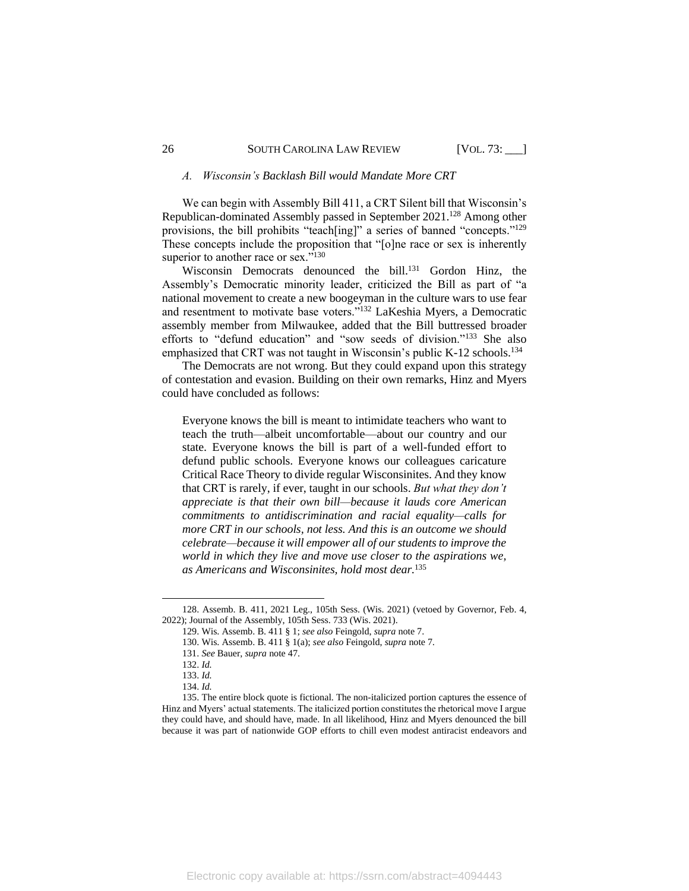### A. *Wisconsin's Backlash Bill would Mandate More CRT*

We can begin with Assembly Bill 411, a CRT Silent bill that Wisconsin's Republican-dominated Assembly passed in September 2021.[128] Among other provisions, the bill prohibits "teach[ing]" a series of banned "concepts."[129] These concepts include the proposition that "[o]ne race or sex is inherently superior to another race or sex."[130]

Wisconsin Democrats denounced the bill.[131] Gordon Hinz, the Assembly's Democratic minority leader, criticized the Bill as part of "a national movement to create a new boogeyman in the culture wars to use fear and resentment to motivate base voters."[132] LaKeshia Myers, a Democratic assembly member from Milwaukee, added that the Bill buttressed broader efforts to "defund education" and "sow seeds of division."[133] She also emphasized that CRT was not taught in Wisconsin's public K-12 schools.[134]

The Democrats are not wrong. But they could expand upon this strategy of contestation and evasion. Building on their own remarks, Hinz and Myers could have concluded as follows:

> Everyone knows the bill is meant to intimidate teachers who want to teach the truth—albeit uncomfortable—about our country and our state. Everyone knows the bill is part of a well-funded effort to defund public schools. Everyone knows our colleagues caricature Critical Race Theory to divide regular Wisconsinites. And they know that CRT is rarely, if ever, taught in our schools. *But what they don't appreciate is that their own bill—because it lauds core American commitments to antidiscrimination and racial equality—calls for more CRT in our schools, not less. And this is an outcome we should celebrate—because it will empower all of our students to improve the world in which they live and move use closer to the aspirations we, as Americans and Wisconsinites, hold most dear*.[135]

---

128. Assemb. B. 411, 2021 Leg., 105th Sess. (Wis. 2021) (vetoed by Governor, Feb. 4, 2022); Journal of the Assembly, 105th Sess. 733 (Wis. 2021).

129. Wis. Assemb. B. 411 § 1; *see also* Feingold, *supra* note 7.

130. Wis. Assemb. B. 411 § 1(a); *see also* Feingold, *supra* note 7.

131. *See* Bauer, *supra* note 47.

132. *Id.*

133. *Id.*

134. *Id.*

135. The entire block quote is fictional. The non-italicized portion captures the essence of Hinz and Myers' actual statements. The italicized portion constitutes the rhetorical move I argue they could have, and should have, made. In all likelihood, Hinz and Myers denounced the bill because it was part of nationwide GOP efforts to chill even modest antiracist endeavors and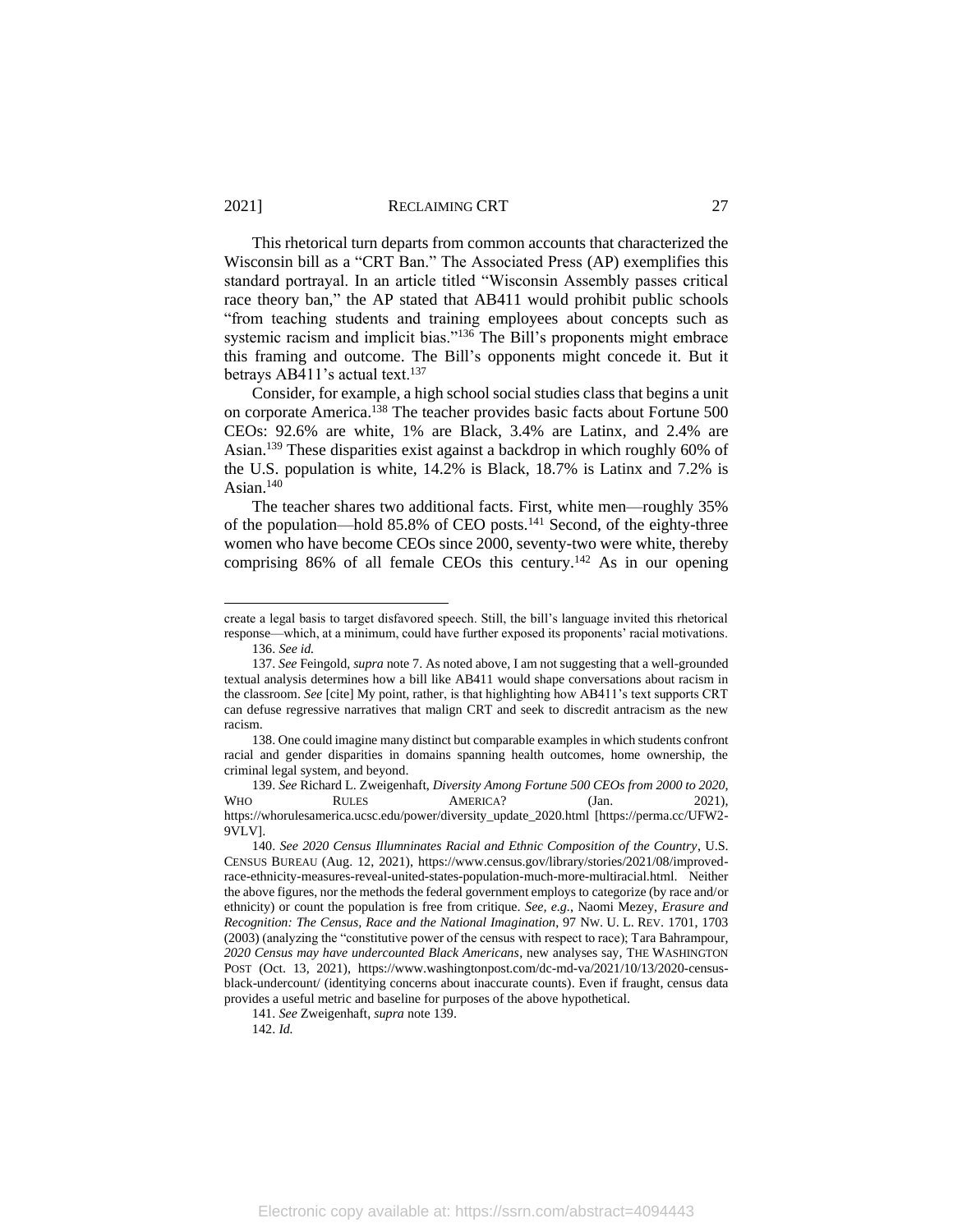This rhetorical turn departs from common accounts that characterized the Wisconsin bill as a "CRT Ban." The Associated Press (AP) exemplifies this standard portrayal. In an article titled "Wisconsin Assembly passes critical race theory ban," the AP stated that AB411 would prohibit public schools "from teaching students and training employees about concepts such as systemic racism and implicit bias."[136] The Bill's proponents might embrace this framing and outcome. The Bill's opponents might concede it. But it betrays AB411's actual text.[137]

Consider, for example, a high school social studies class that begins a unit on corporate America.[138] The teacher provides basic facts about Fortune 500 CEOs: 92.6% are white, 1% are Black, 3.4% are Latinx, and 2.4% are Asian.[139] These disparities exist against a backdrop in which roughly 60% of the U.S. population is white, 14.2% is Black, 18.7% is Latinx and 7.2% is Asian.[140]

The teacher shares two additional facts. First, white men—roughly 35% of the population—hold 85.8% of CEO posts.[141] Second, of the eighty-three women who have become CEOs since 2000, seventy-two were white, thereby comprising 86% of all female CEOs this century.[142] As in our opening

---

create a legal basis to target disfavored speech. Still, the bill's language invited this rhetorical response—which, at a minimum, could have further exposed its proponents' racial motivations.

136. *See id.*

137. *See* Feingold, *supra* note 7. As noted above, I am not suggesting that a well-grounded textual analysis determines how a bill like AB411 would shape conversations about racism in the classroom. *See* [cite] My point, rather, is that highlighting how AB411's text supports CRT can defuse regressive narratives that malign CRT and seek to discredit antracism as the new racism.

138. One could imagine many distinct but comparable examples in which students confront racial and gender disparities in domains spanning health outcomes, home ownership, the criminal legal system, and beyond.

139. *See* Richard L. Zweigenhaft, *Diversity Among Fortune 500 CEOs from 2000 to 2020*, WHO RULES AMERICA? (Jan. 2021), https://whorulesamerica.ucsc.edu/power/diversity_update_2020.html [https://perma.cc/UFW2-9VLV].

140. *See 2020 Census Illumninates Racial and Ethnic Composition of the Country*, U.S. CENSUS BUREAU (Aug. 12, 2021), https://www.census.gov/library/stories/2021/08/improved-race-ethnicity-measures-reveal-united-states-population-much-more-multiracial.html. Neither the above figures, nor the methods the federal government employs to categorize (by race and/or ethnicity) or count the population is free from critique. *See, e.g.*, Naomi Mezey, *Erasure and Recognition: The Census, Race and the National Imagination*, 97 NW. U. L. REV. 1701, 1703 (2003) (analyzing the "constitutive power of the census with respect to race); Tara Bahrampour, *2020 Census may have undercounted Black Americans*, new analyses say, THE WASHINGTON POST (Oct. 13, 2021), https://www.washingtonpost.com/dc-md-va/2021/10/13/2020-census-black-undercount/ (identitying concerns about inaccurate counts). Even if fraught, census data provides a useful metric and baseline for purposes of the above hypothetical.

141. *See* Zweigenhaft, *supra* note 139.

142. *Id.*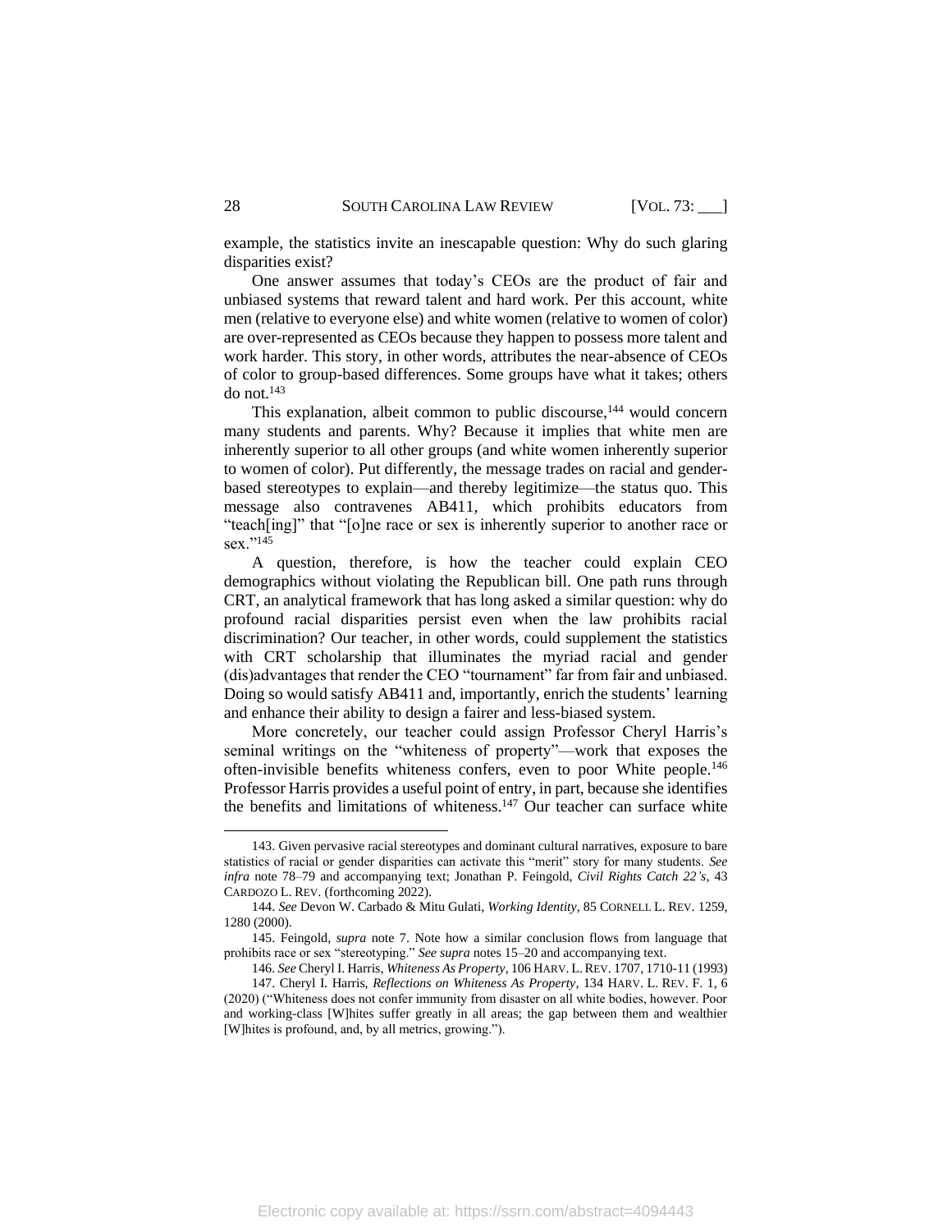example, the statistics invite an inescapable question: Why do such glaring disparities exist?

One answer assumes that today's CEOs are the product of fair and unbiased systems that reward talent and hard work. Per this account, white men (relative to everyone else) and white women (relative to women of color) are over-represented as CEOs because they happen to possess more talent and work harder. This story, in other words, attributes the near-absence of CEOs of color to group-based differences. Some groups have what it takes; others do not.[143]

This explanation, albeit common to public discourse,[144] would concern many students and parents. Why? Because it implies that white men are inherently superior to all other groups (and white women inherently superior to women of color). Put differently, the message trades on racial and gender-based stereotypes to explain—and thereby legitimize—the status quo. This message also contravenes AB411, which prohibits educators from "teach[ing]" that "[o]ne race or sex is inherently superior to another race or sex."[145]

A question, therefore, is how the teacher could explain CEO demographics without violating the Republican bill. One path runs through CRT, an analytical framework that has long asked a similar question: why do profound racial disparities persist even when the law prohibits racial discrimination? Our teacher, in other words, could supplement the statistics with CRT scholarship that illuminates the myriad racial and gender (dis)advantages that render the CEO "tournament" far from fair and unbiased. Doing so would satisfy AB411 and, importantly, enrich the students' learning and enhance their ability to design a fairer and less-biased system.

More concretely, our teacher could assign Professor Cheryl Harris's seminal writings on the "whiteness of property"—work that exposes the often-invisible benefits whiteness confers, even to poor White people.[146] Professor Harris provides a useful point of entry, in part, because she identifies the benefits and limitations of whiteness.[147] Our teacher can surface white

---

143. Given pervasive racial stereotypes and dominant cultural narratives, exposure to bare statistics of racial or gender disparities can activate this "merit" story for many students. *See infra* note 78–79 and accompanying text; Jonathan P. Feingold, *Civil Rights Catch 22's*, 43 CARDOZO L. REV. (forthcoming 2022).

144. *See* Devon W. Carbado & Mitu Gulati, *Working Identity*, 85 CORNELL L. REV. 1259, 1280 (2000).

145. Feingold, *supra* note 7. Note how a similar conclusion flows from language that prohibits race or sex "stereotyping." *See supra* notes 15–20 and accompanying text.

146. *See* Cheryl I. Harris, *Whiteness As Property*, 106 HARV. L. REV. 1707, 1710-11 (1993)

147. Cheryl I. Harris, *Reflections on Whiteness As Property*, 134 HARV. L. REV. F. 1, 6 (2020) ("Whiteness does not confer immunity from disaster on all white bodies, however. Poor and working-class [W]hites suffer greatly in all areas; the gap between them and wealthier [W]hites is profound, and, by all metrics, growing.").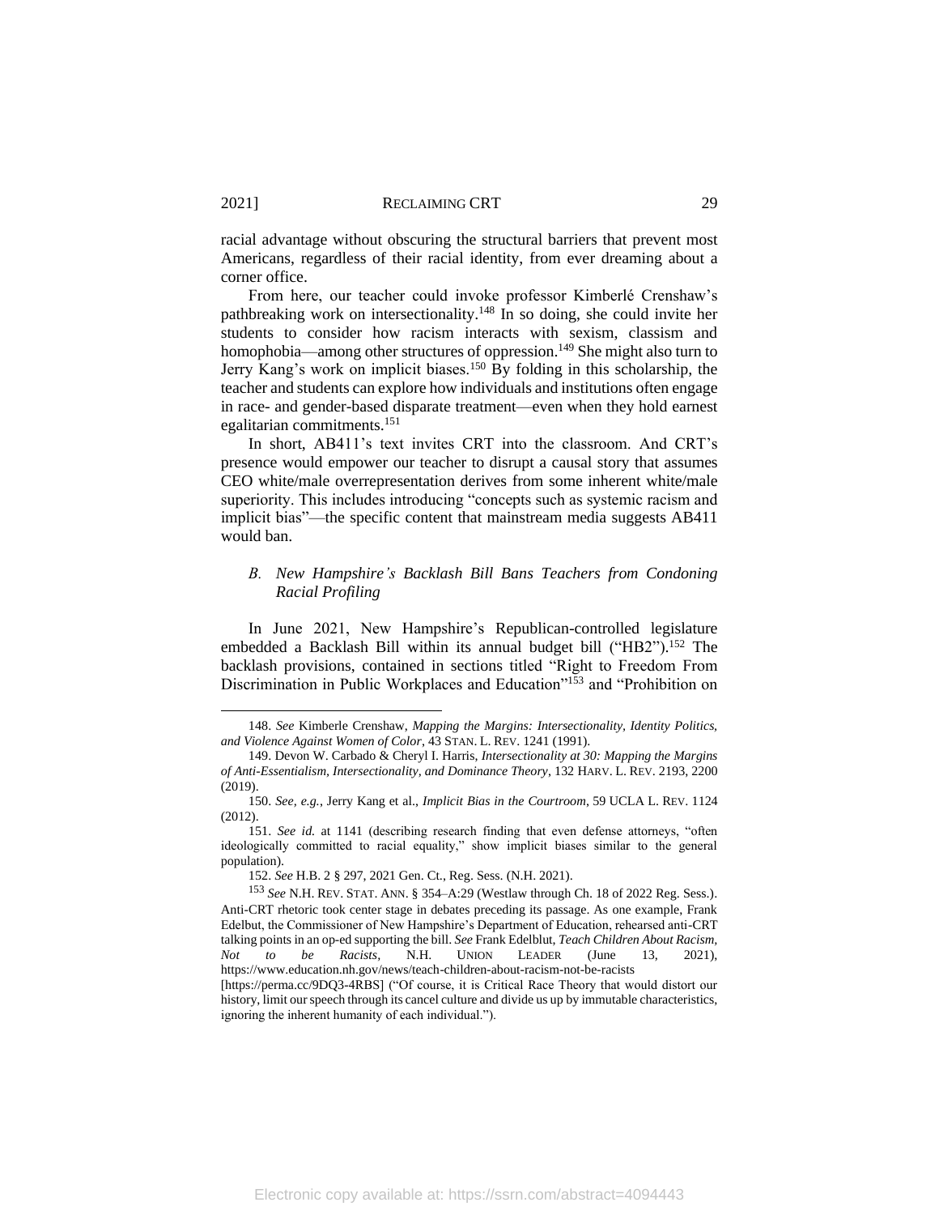racial advantage without obscuring the structural barriers that prevent most Americans, regardless of their racial identity, from ever dreaming about a corner office.

From here, our teacher could invoke professor Kimberlé Crenshaw's pathbreaking work on intersectionality.[148] In so doing, she could invite her students to consider how racism interacts with sexism, classism and homophobia—among other structures of oppression.[149] She might also turn to Jerry Kang's work on implicit biases.[150] By folding in this scholarship, the teacher and students can explore how individuals and institutions often engage in race- and gender-based disparate treatment—even when they hold earnest egalitarian commitments.[151]

In short, AB411's text invites CRT into the classroom. And CRT's presence would empower our teacher to disrupt a causal story that assumes CEO white/male overrepresentation derives from some inherent white/male superiority. This includes introducing "concepts such as systemic racism and implicit bias"—the specific content that mainstream media suggests AB411 would ban.

### *B. New Hampshire's Backlash Bill Bans Teachers from Condoning Racial Profiling*

In June 2021, New Hampshire's Republican-controlled legislature embedded a Backlash Bill within its annual budget bill ("HB2").[152] The backlash provisions, contained in sections titled "Right to Freedom From Discrimination in Public Workplaces and Education"[153] and "Prohibition on

---

148. *See* Kimberle Crenshaw, *Mapping the Margins: Intersectionality, Identity Politics, and Violence Against Women of Color*, 43 STAN. L. REV. 1241 (1991).

149. Devon W. Carbado & Cheryl I. Harris, *Intersectionality at 30: Mapping the Margins of Anti-Essentialism, Intersectionality, and Dominance Theory*, 132 HARV. L. REV. 2193, 2200 (2019).

150. *See, e.g.*, Jerry Kang et al., *Implicit Bias in the Courtroom*, 59 UCLA L. REV. 1124 (2012).

151. *See id.* at 1141 (describing research finding that even defense attorneys, "often ideologically committed to racial equality," show implicit biases similar to the general population).

152. *See* H.B. 2 § 297, 2021 Gen. Ct., Reg. Sess. (N.H. 2021).

153 *See* N.H. REV. STAT. ANN. § 354–A:29 (Westlaw through Ch. 18 of 2022 Reg. Sess.). Anti-CRT rhetoric took center stage in debates preceding its passage. As one example, Frank Edelbut, the Commissioner of New Hampshire's Department of Education, rehearsed anti-CRT talking points in an op-ed supporting the bill. *See* Frank Edelblut, *Teach Children About Racism, Not to be Racists*, N.H. UNION LEADER (June 13, 2021), https://www.education.nh.gov/news/teach-children-about-racism-not-be-racists [https://perma.cc/9DQ3-4RBS] ("Of course, it is Critical Race Theory that would distort our history, limit our speech through its cancel culture and divide us up by immutable characteristics, ignoring the inherent humanity of each individual.").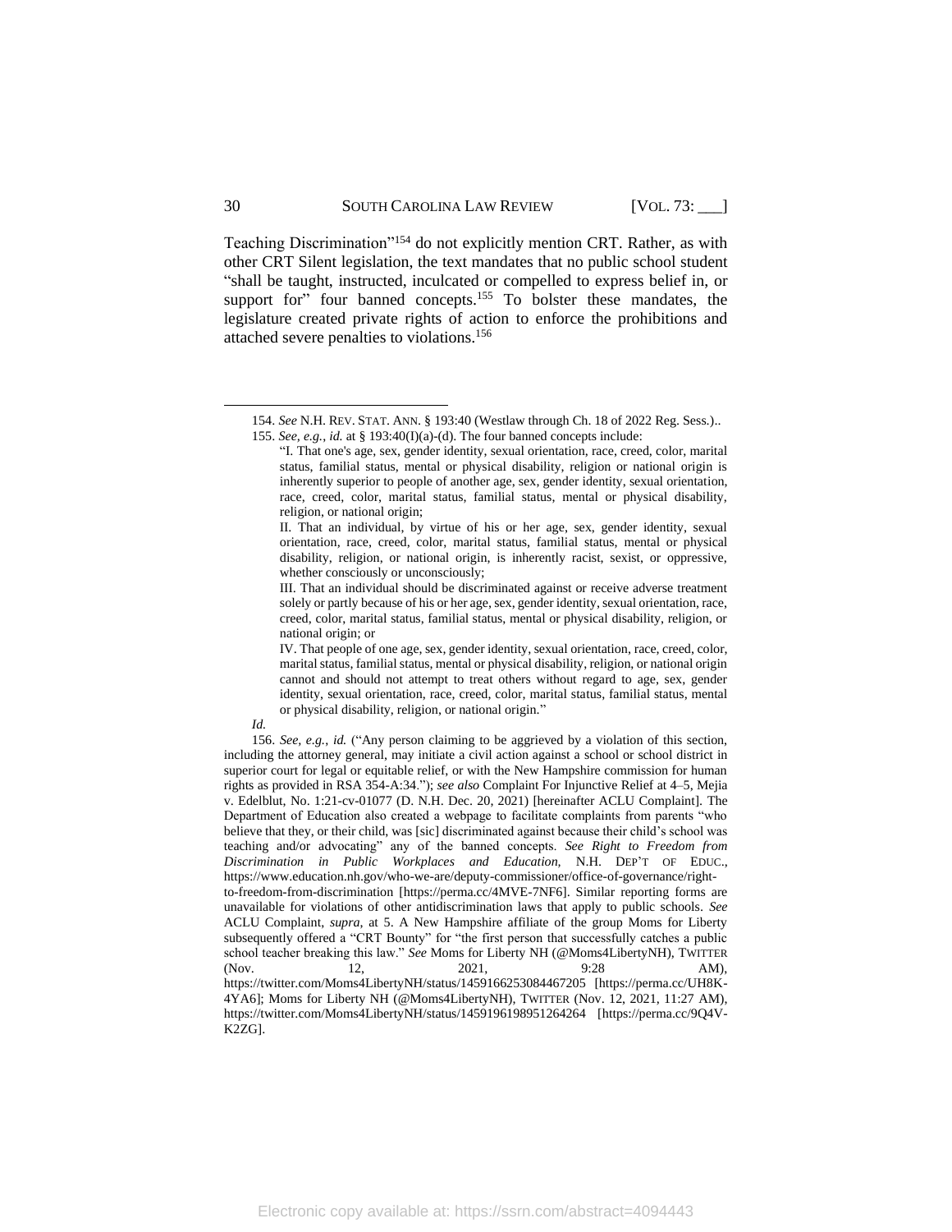Teaching Discrimination"[154] do not explicitly mention CRT. Rather, as with other CRT Silent legislation, the text mandates that no public school student "shall be taught, instructed, inculcated or compelled to express belief in, or support for" four banned concepts.[155] To bolster these mandates, the legislature created private rights of action to enforce the prohibitions and attached severe penalties to violations.[156]

---

154. *See* N.H. REV. STAT. ANN. § 193:40 (Westlaw through Ch. 18 of 2022 Reg. Sess.)..

155. *See, e.g.*, *id.* at § 193:40(I)(a)-(d). The four banned concepts include:

> "I. That one's age, sex, gender identity, sexual orientation, race, creed, color, marital status, familial status, mental or physical disability, religion or national origin is inherently superior to people of another age, sex, gender identity, sexual orientation, race, creed, color, marital status, familial status, mental or physical disability, religion, or national origin;
>
> II. That an individual, by virtue of his or her age, sex, gender identity, sexual orientation, race, creed, color, marital status, familial status, mental or physical disability, religion, or national origin, is inherently racist, sexist, or oppressive, whether consciously or unconsciously;
>
> III. That an individual should be discriminated against or receive adverse treatment solely or partly because of his or her age, sex, gender identity, sexual orientation, race, creed, color, marital status, familial status, mental or physical disability, religion, or national origin; or
>
> IV. That people of one age, sex, gender identity, sexual orientation, race, creed, color, marital status, familial status, mental or physical disability, religion, or national origin cannot and should not attempt to treat others without regard to age, sex, gender identity, sexual orientation, race, creed, color, marital status, familial status, mental or physical disability, religion, or national origin."

*Id.*

156. *See, e.g.*, *id.* ("Any person claiming to be aggrieved by a violation of this section, including the attorney general, may initiate a civil action against a school or school district in superior court for legal or equitable relief, or with the New Hampshire commission for human rights as provided in RSA 354-A:34."); *see also* Complaint For Injunctive Relief at 4–5, Mejia v. Edelblut, No. 1:21-cv-01077 (D. N.H. Dec. 20, 2021) [hereinafter ACLU Complaint]. The Department of Education also created a webpage to facilitate complaints from parents "who believe that they, or their child, was [sic] discriminated against because their child's school was teaching and/or advocating" any of the banned concepts. *See Right to Freedom from Discrimination in Public Workplaces and Education*, N.H. DEP'T OF EDUC., https://www.education.nh.gov/who-we-are/deputy-commissioner/office-of-governance/right-to-freedom-from-discrimination [https://perma.cc/4MVE-7NF6]. Similar reporting forms are unavailable for violations of other antidiscrimination laws that apply to public schools. *See* ACLU Complaint, *supra*, at 5. A New Hampshire affiliate of the group Moms for Liberty subsequently offered a "CRT Bounty" for "the first person that successfully catches a public school teacher breaking this law." *See* Moms for Liberty NH (@Moms4LibertyNH), TWITTER (Nov. 12, 2021, 9:28 AM), https://twitter.com/Moms4LibertyNH/status/1459166253084467205 [https://perma.cc/UH8K-4YA6]; Moms for Liberty NH (@Moms4LibertyNH), TWITTER (Nov. 12, 2021, 11:27 AM), https://twitter.com/Moms4LibertyNH/status/1459196198951264264 [https://perma.cc/9Q4V-K2ZG].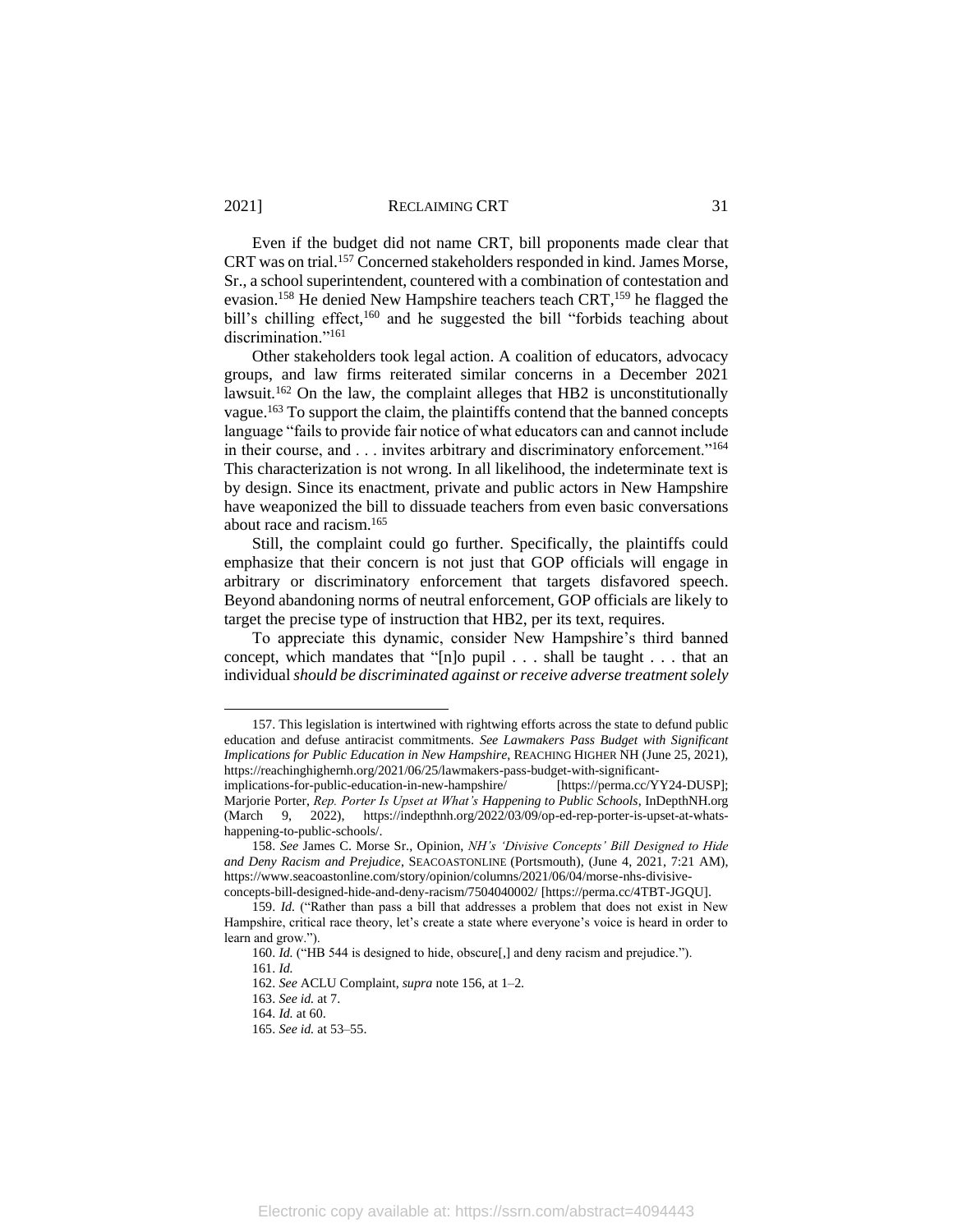Even if the budget did not name CRT, bill proponents made clear that CRT was on trial.[157] Concerned stakeholders responded in kind. James Morse, Sr., a school superintendent, countered with a combination of contestation and evasion.[158] He denied New Hampshire teachers teach CRT,[159] he flagged the bill's chilling effect,[160] and he suggested the bill "forbids teaching about discrimination."[161]

Other stakeholders took legal action. A coalition of educators, advocacy groups, and law firms reiterated similar concerns in a December 2021 lawsuit.[162] On the law, the complaint alleges that HB2 is unconstitutionally vague.[163] To support the claim, the plaintiffs contend that the banned concepts language "fails to provide fair notice of what educators can and cannot include in their course, and . . . invites arbitrary and discriminatory enforcement."[164] This characterization is not wrong. In all likelihood, the indeterminate text is by design. Since its enactment, private and public actors in New Hampshire have weaponized the bill to dissuade teachers from even basic conversations about race and racism.[165]

Still, the complaint could go further. Specifically, the plaintiffs could emphasize that their concern is not just that GOP officials will engage in arbitrary or discriminatory enforcement that targets disfavored speech. Beyond abandoning norms of neutral enforcement, GOP officials are likely to target the precise type of instruction that HB2, per its text, requires.

To appreciate this dynamic, consider New Hampshire's third banned concept, which mandates that "[n]o pupil . . . shall be taught . . . that an individual *should be discriminated against or receive adverse treatment solely*

---

157. This legislation is intertwined with rightwing efforts across the state to defund public education and defuse antiracist commitments. *See Lawmakers Pass Budget with Significant Implications for Public Education in New Hampshire*, REACHING HIGHER NH (June 25, 2021), https://reachinghighernh.org/2021/06/25/lawmakers-pass-budget-with-significant-implications-for-public-education-in-new-hampshire/ [https://perma.cc/YY24-DUSP]; Marjorie Porter, *Rep. Porter Is Upset at What's Happening to Public Schools*, InDepthNH.org (March 9, 2022), https://indepthnh.org/2022/03/09/op-ed-rep-porter-is-upset-at-whats-happening-to-public-schools/.

158. *See* James C. Morse Sr., Opinion, *NH's 'Divisive Concepts' Bill Designed to Hide and Deny Racism and Prejudice*, SEACOASTONLINE (Portsmouth), (June 4, 2021, 7:21 AM), https://www.seacoastonline.com/story/opinion/columns/2021/06/04/morse-nhs-divisive-concepts-bill-designed-hide-and-deny-racism/7504040002/ [https://perma.cc/4TBT-JGQU].

159. *Id.* ("Rather than pass a bill that addresses a problem that does not exist in New Hampshire, critical race theory, let's create a state where everyone's voice is heard in order to learn and grow.").

160. *Id.* ("HB 544 is designed to hide, obscure[,] and deny racism and prejudice.").

161. *Id.*

162. *See* ACLU Complaint, *supra* note 156, at 1–2.

163. *See id.* at 7.

164. *Id.* at 60.

165. *See id.* at 53–55.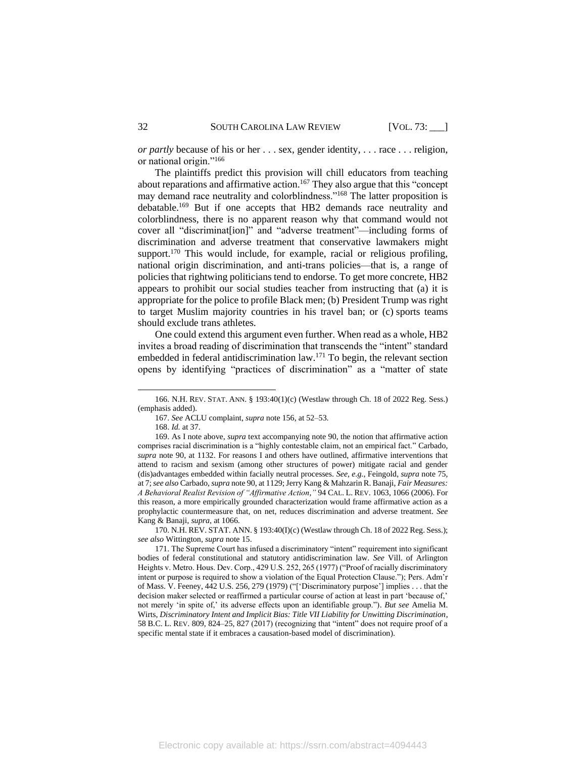*or partly* because of his or her . . . sex, gender identity, . . . race . . . religion, or national origin."[166]

The plaintiffs predict this provision will chill educators from teaching about reparations and affirmative action.[167] They also argue that this "concept may demand race neutrality and colorblindness."[168] The latter proposition is debatable.[169] But if one accepts that HB2 demands race neutrality and colorblindness, there is no apparent reason why that command would not cover all "discriminat[ion]" and "adverse treatment"—including forms of discrimination and adverse treatment that conservative lawmakers might support.[170] This would include, for example, racial or religious profiling, national origin discrimination, and anti-trans policies—that is, a range of policies that rightwing politicians tend to endorse. To get more concrete, HB2 appears to prohibit our social studies teacher from instructing that (a) it is appropriate for the police to profile Black men; (b) President Trump was right to target Muslim majority countries in his travel ban; or (c) sports teams should exclude trans athletes.

One could extend this argument even further. When read as a whole, HB2 invites a broad reading of discrimination that transcends the "intent" standard embedded in federal antidiscrimination law.[171] To begin, the relevant section opens by identifying "practices of discrimination" as a "matter of state

---

166. N.H. REV. STAT. ANN. § 193:40(1)(c) (Westlaw through Ch. 18 of 2022 Reg. Sess.) (emphasis added).

167. *See* ACLU complaint, *supra* note 156, at 52–53.

168. *Id.* at 37.

169. As I note above, *supra* text accompanying note 90, the notion that affirmative action comprises racial discrimination is a "highly contestable claim, not an empirical fact." Carbado, *supra* note 90, at 1132. For reasons I and others have outlined, affirmative interventions that attend to racism and sexism (among other structures of power) mitigate racial and gender (dis)advantages embedded within facially neutral processes. *See, e.g.*, Feingold, *supra* note 75, at 7; *see also* Carbado, *supra* note 90, at 1129; Jerry Kang & Mahzarin R. Banaji, *Fair Measures: A Behavioral Realist Revision of "Affirmative Action,"* 94 CAL. L. REV. 1063, 1066 (2006). For this reason, a more empirically grounded characterization would frame affirmative action as a prophylactic countermeasure that, on net, reduces discrimination and adverse treatment. *See* Kang & Banaji, *supra*, at 1066.

170. N.H. REV. STAT. ANN. § 193:40(I)(c) (Westlaw through Ch. 18 of 2022 Reg. Sess.); *see also* Wittington, *supra* note 15.

171. The Supreme Court has infused a discriminatory "intent" requirement into significant bodies of federal constitutional and statutory antidiscrimination law. *See* Vill. of Arlington Heights v. Metro. Hous. Dev. Corp., 429 U.S. 252, 265 (1977) ("Proof of racially discriminatory intent or purpose is required to show a violation of the Equal Protection Clause."); Pers. Adm'r of Mass. V. Feeney, 442 U.S. 256, 279 (1979) ("['Discriminatory purpose'] implies . . . that the decision maker selected or reaffirmed a particular course of action at least in part 'because of,' not merely 'in spite of,' its adverse effects upon an identifiable group."). *But see* Amelia M. Wirts, *Discriminatory Intent and Implicit Bias: Title VII Liability for Unwitting Discrimination*, 58 B.C. L. REV. 809, 824–25, 827 (2017) (recognizing that "intent" does not require proof of a specific mental state if it embraces a causation-based model of discrimination).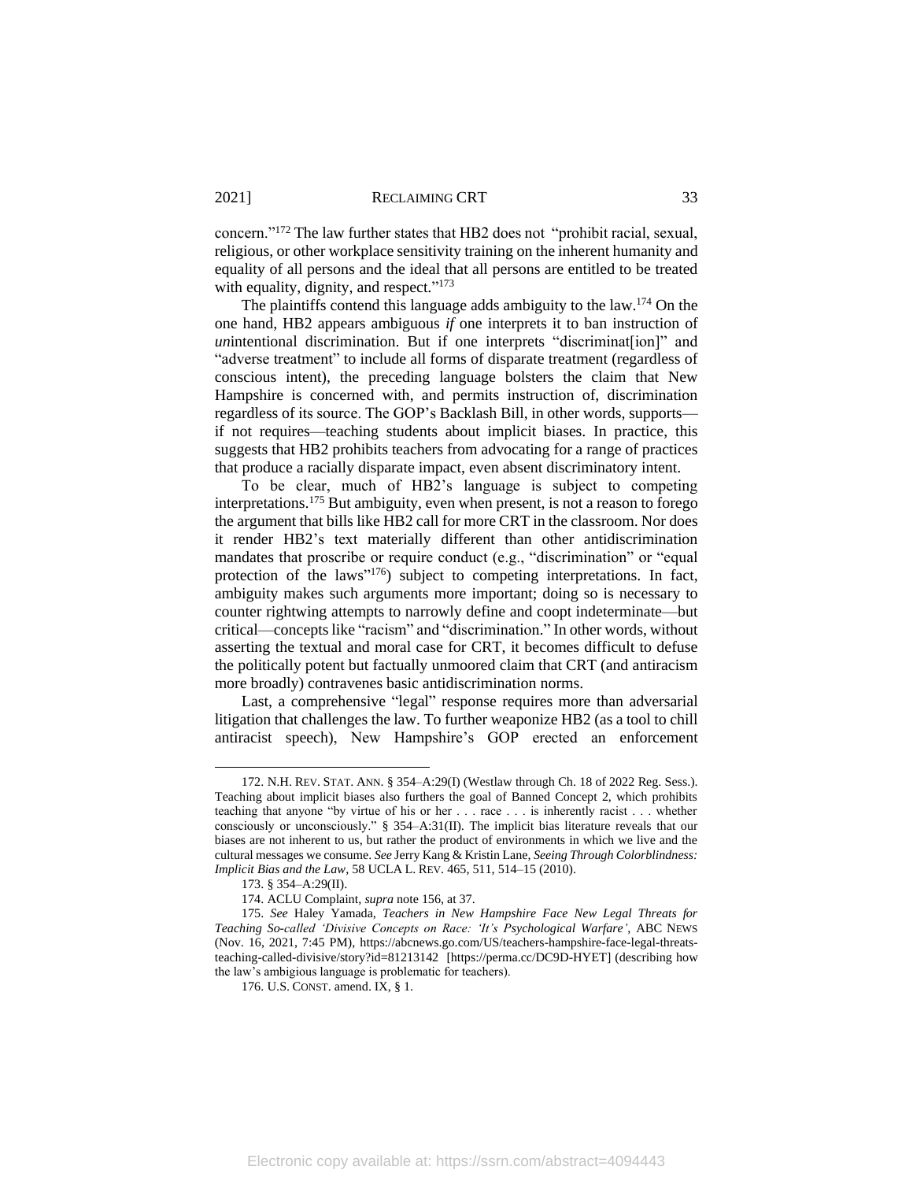concern."[172] The law further states that HB2 does not "prohibit racial, sexual, religious, or other workplace sensitivity training on the inherent humanity and equality of all persons and the ideal that all persons are entitled to be treated with equality, dignity, and respect."[173]

The plaintiffs contend this language adds ambiguity to the law.[174] On the one hand, HB2 appears ambiguous *if* one interprets it to ban instruction of *un*intentional discrimination. But if one interprets "discriminat[ion]" and "adverse treatment" to include all forms of disparate treatment (regardless of conscious intent), the preceding language bolsters the claim that New Hampshire is concerned with, and permits instruction of, discrimination regardless of its source. The GOP's Backlash Bill, in other words, supports—if not requires—teaching students about implicit biases. In practice, this suggests that HB2 prohibits teachers from advocating for a range of practices that produce a racially disparate impact, even absent discriminatory intent.

To be clear, much of HB2's language is subject to competing interpretations.[175] But ambiguity, even when present, is not a reason to forego the argument that bills like HB2 call for more CRT in the classroom. Nor does it render HB2's text materially different than other antidiscrimination mandates that proscribe or require conduct (e.g., "discrimination" or "equal protection of the laws"[176]) subject to competing interpretations. In fact, ambiguity makes such arguments more important; doing so is necessary to counter rightwing attempts to narrowly define and coopt indeterminate—but critical—concepts like "racism" and "discrimination." In other words, without asserting the textual and moral case for CRT, it becomes difficult to defuse the politically potent but factually unmoored claim that CRT (and antiracism more broadly) contravenes basic antidiscrimination norms.

Last, a comprehensive "legal" response requires more than adversarial litigation that challenges the law. To further weaponize HB2 (as a tool to chill antiracist speech), New Hampshire's GOP erected an enforcement

---

172. N.H. REV. STAT. ANN. § 354–A:29(I) (Westlaw through Ch. 18 of 2022 Reg. Sess.). Teaching about implicit biases also furthers the goal of Banned Concept 2, which prohibits teaching that anyone "by virtue of his or her . . . race . . . is inherently racist . . . whether consciously or unconsciously." § 354–A:31(II). The implicit bias literature reveals that our biases are not inherent to us, but rather the product of environments in which we live and the cultural messages we consume. *See* Jerry Kang & Kristin Lane, *Seeing Through Colorblindness: Implicit Bias and the Law*, 58 UCLA L. REV. 465, 511, 514–15 (2010).

173. § 354–A:29(II).

174. ACLU Complaint, *supra* note 156, at 37.

175. *See* Haley Yamada, *Teachers in New Hampshire Face New Legal Threats for Teaching So-called 'Divisive Concepts on Race: 'It's Psychological Warfare'*, ABC NEWS (Nov. 16, 2021, 7:45 PM), https://abcnews.go.com/US/teachers-hampshire-face-legal-threats-teaching-called-divisive/story?id=81213142 [https://perma.cc/DC9D-HYET] (describing how the law's ambiguous language is problematic for teachers).

176. U.S. CONST. amend. IX, § 1.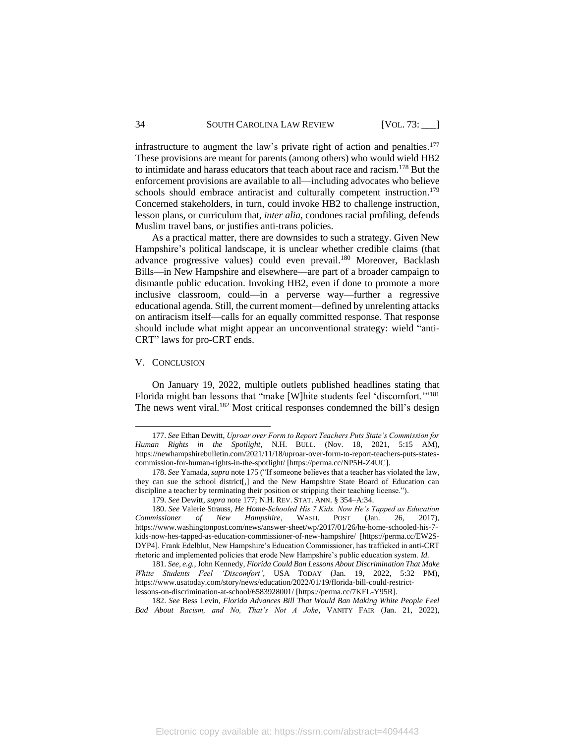infrastructure to augment the law's private right of action and penalties.[177] These provisions are meant for parents (among others) who would wield HB2 to intimidate and harass educators that teach about race and racism.[178] But the enforcement provisions are available to all—including advocates who believe schools should embrace antiracist and culturally competent instruction.[179] Concerned stakeholders, in turn, could invoke HB2 to challenge instruction, lesson plans, or curriculum that, *inter alia*, condones racial profiling, defends Muslim travel bans, or justifies anti-trans policies.

As a practical matter, there are downsides to such a strategy. Given New Hampshire's political landscape, it is unclear whether credible claims (that advance progressive values) could even prevail.[180] Moreover, Backlash Bills—in New Hampshire and elsewhere—are part of a broader campaign to dismantle public education. Invoking HB2, even if done to promote a more inclusive classroom, could—in a perverse way—further a regressive educational agenda. Still, the current moment—defined by unrelenting attacks on antiracism itself—calls for an equally committed response. That response should include what might appear an unconventional strategy: wield "anti-CRT" laws for pro-CRT ends.

## V. CONCLUSION

On January 19, 2022, multiple outlets published headlines stating that Florida might ban lessons that "make [W]hite students feel 'discomfort.'"[181] The news went viral.[182] Most critical responses condemned the bill's design

---

177. *See* Ethan Dewitt, *Uproar over Form to Report Teachers Puts State's Commission for Human Rights in the Spotlight*, N.H. BULL. (Nov. 18, 2021, 5:15 AM), https://newhampshirebulletin.com/2021/11/18/uproar-over-form-to-report-teachers-puts-states-commission-for-human-rights-in-the-spotlight/ [https://perma.cc/NP5H-Z4UC].

178. *See* Yamada, *supra* note 175 ("If someone believes that a teacher has violated the law, they can sue the school district[,] and the New Hampshire State Board of Education can discipline a teacher by terminating their position or stripping their teaching license.").

179. *See* Dewitt, *supra* note 177; N.H. REV. STAT. ANN. § 354–A:34.

180. *See* Valerie Strauss, *He Home-Schooled His 7 Kids. Now He's Tapped as Education Commissioner of New Hampshire*, WASH. POST (Jan. 26, 2017), https://www.washingtonpost.com/news/answer-sheet/wp/2017/01/26/he-home-schooled-his-7-kids-now-hes-tapped-as-education-commissioner-of-new-hampshire/ [https://perma.cc/EW2S-DYP4]. Frank Edelblut, New Hampshire's Education Commissioner, has trafficked in anti-CRT rhetoric and implemented policies that erode New Hampshire's public education system. *Id.*

181. *See, e.g.*, John Kennedy, *Florida Could Ban Lessons About Discrimination That Make White Students Feel 'Discomfort'*, USA TODAY (Jan. 19, 2022, 5:32 PM), https://www.usatoday.com/story/news/education/2022/01/19/florida-bill-could-restrict-lessons-on-discrimination-at-school/6583928001/ [https://perma.cc/7KFL-Y95R].

182. *See* Bess Levin, *Florida Advances Bill That Would Ban Making White People Feel Bad About Racism, and No, That's Not A Joke*, VANITY FAIR (Jan. 21, 2022),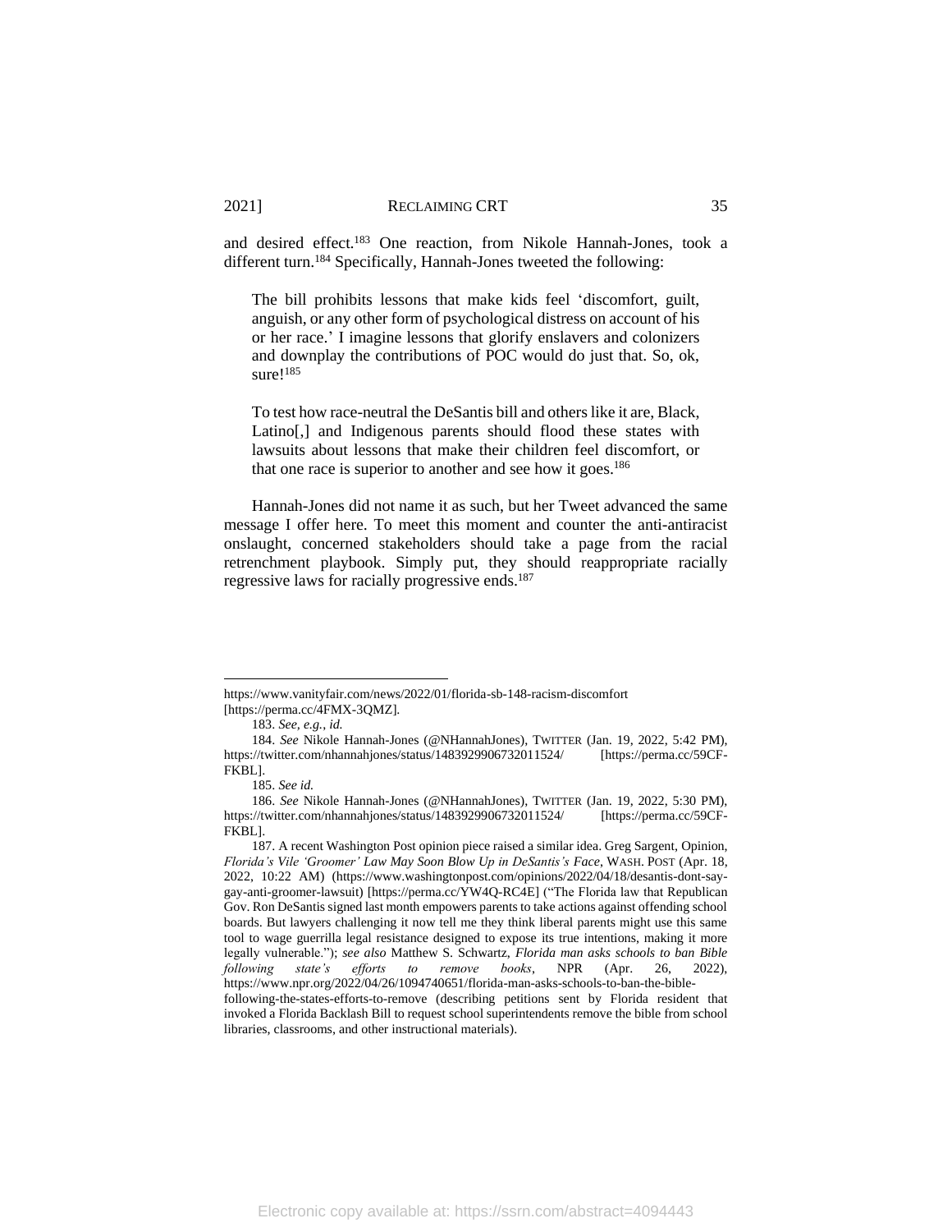and desired effect.[183] One reaction, from Nikole Hannah-Jones, took a different turn.[184] Specifically, Hannah-Jones tweeted the following:

> The bill prohibits lessons that make kids feel 'discomfort, guilt, anguish, or any other form of psychological distress on account of his or her race.' I imagine lessons that glorify enslavers and colonizers and downplay the contributions of POC would do just that. So, ok, sure![185]
>
> To test how race-neutral the DeSantis bill and others like it are, Black, Latino[,] and Indigenous parents should flood these states with lawsuits about lessons that make their children feel discomfort, or that one race is superior to another and see how it goes.[186]

Hannah-Jones did not name it as such, but her Tweet advanced the same message I offer here. To meet this moment and counter the anti-antiracist onslaught, concerned stakeholders should take a page from the racial retrenchment playbook. Simply put, they should reappropriate racially regressive laws for racially progressive ends.[187]

---

https://www.vanityfair.com/news/2022/01/florida-sb-148-racism-discomfort [https://perma.cc/4FMX-3QMZ].

183. *See, e.g.*, *id.*

184. *See* Nikole Hannah-Jones (@NHannahJones), TWITTER (Jan. 19, 2022, 5:42 PM), https://twitter.com/nhannahjones/status/1483929906732011524/ [https://perma.cc/59CF-FKBL].

185. *See id.*

186. *See* Nikole Hannah-Jones (@NHannahJones), TWITTER (Jan. 19, 2022, 5:30 PM), https://twitter.com/nhannahjones/status/1483929906732011524/ [https://perma.cc/59CF-FKBL].

187. A recent Washington Post opinion piece raised a similar idea. Greg Sargent, Opinion, *Florida's Vile 'Groomer' Law May Soon Blow Up in DeSantis's Face*, WASH. POST (Apr. 18, 2022, 10:22 AM) (https://www.washingtonpost.com/opinions/2022/04/18/desantis-dont-say-gay-anti-groomer-lawsuit) [https://perma.cc/YW4Q-RC4E] ("The Florida law that Republican Gov. Ron DeSantis signed last month empowers parents to take actions against offending school boards. But lawyers challenging it now tell me they think liberal parents might use this same tool to wage guerrilla legal resistance designed to expose its true intentions, making it more legally vulnerable."); *see also* Matthew S. Schwartz, *Florida man asks schools to ban Bible following state's efforts to remove books*, NPR (Apr. 26, 2022), https://www.npr.org/2022/04/26/1094740651/florida-man-asks-schools-to-ban-the-bible-following-the-states-efforts-to-remove (describing petitions sent by Florida resident that invoked a Florida Backlash Bill to request school superintendents remove the bible from school libraries, classrooms, and other instructional materials).